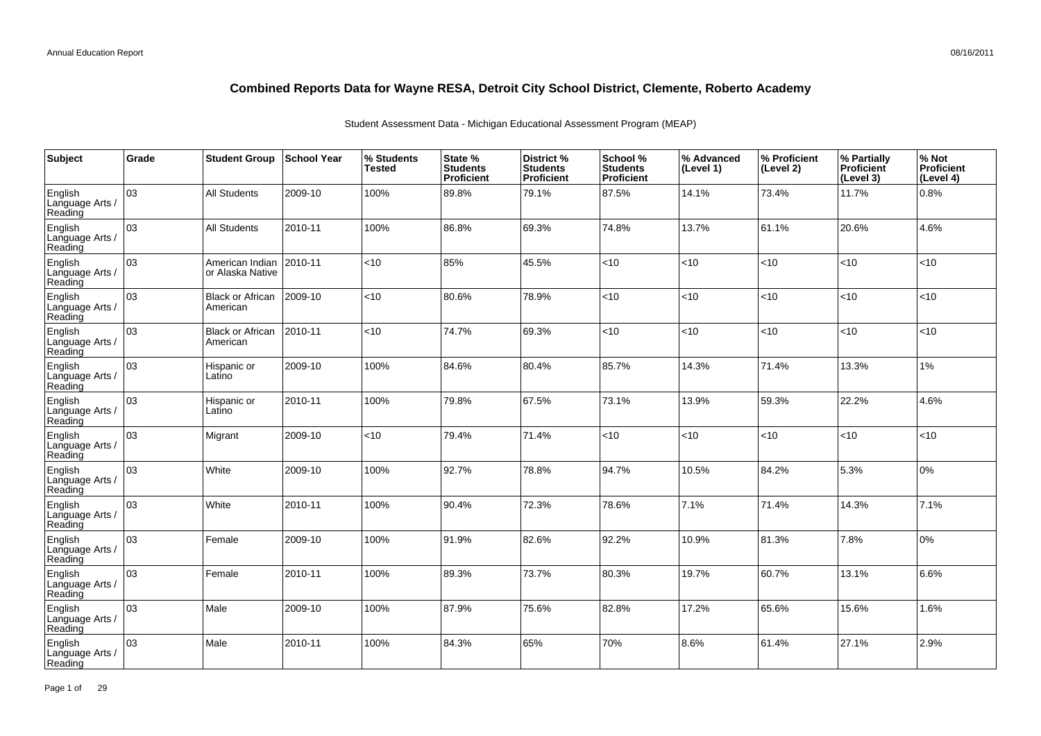# Combined Reports Data for Wayne RESA, Detroit City School District, Clemente, Roberto Academy

Student Assessment Data - Michigan Educational Assessment Program (MEAP)

| Subject | Grade | Student Group | School Year | % Students Tested | State % Students Proficient | District % Students Proficient | School % Students Proficient | % Advanced (Level 1) | % Proficient (Level 2) | % Partially Proficient (Level 3) | % Not Proficient (Level 4) |
|---|---|---|---|---|---|---|---|---|---|---|---|
| English Language Arts / Reading | 03 | All Students | 2009-10 | 100% | 89.8% | 79.1% | 87.5% | 14.1% | 73.4% | 11.7% | 0.8% |
| English Language Arts / Reading | 03 | All Students | 2010-11 | 100% | 86.8% | 69.3% | 74.8% | 13.7% | 61.1% | 20.6% | 4.6% |
| English Language Arts / Reading | 03 | American Indian or Alaska Native | 2010-11 | <10 | 85% | 45.5% | <10 | <10 | <10 | <10 | <10 |
| English Language Arts / Reading | 03 | Black or African American | 2009-10 | <10 | 80.6% | 78.9% | <10 | <10 | <10 | <10 | <10 |
| English Language Arts / Reading | 03 | Black or African American | 2010-11 | <10 | 74.7% | 69.3% | <10 | <10 | <10 | <10 | <10 |
| English Language Arts / Reading | 03 | Hispanic or Latino | 2009-10 | 100% | 84.6% | 80.4% | 85.7% | 14.3% | 71.4% | 13.3% | 1% |
| English Language Arts / Reading | 03 | Hispanic or Latino | 2010-11 | 100% | 79.8% | 67.5% | 73.1% | 13.9% | 59.3% | 22.2% | 4.6% |
| English Language Arts / Reading | 03 | Migrant | 2009-10 | <10 | 79.4% | 71.4% | <10 | <10 | <10 | <10 | <10 |
| English Language Arts / Reading | 03 | White | 2009-10 | 100% | 92.7% | 78.8% | 94.7% | 10.5% | 84.2% | 5.3% | 0% |
| English Language Arts / Reading | 03 | White | 2010-11 | 100% | 90.4% | 72.3% | 78.6% | 7.1% | 71.4% | 14.3% | 7.1% |
| English Language Arts / Reading | 03 | Female | 2009-10 | 100% | 91.9% | 82.6% | 92.2% | 10.9% | 81.3% | 7.8% | 0% |
| English Language Arts / Reading | 03 | Female | 2010-11 | 100% | 89.3% | 73.7% | 80.3% | 19.7% | 60.7% | 13.1% | 6.6% |
| English Language Arts / Reading | 03 | Male | 2009-10 | 100% | 87.9% | 75.6% | 82.8% | 17.2% | 65.6% | 15.6% | 1.6% |
| English Language Arts / Reading | 03 | Male | 2010-11 | 100% | 84.3% | 65% | 70% | 8.6% | 61.4% | 27.1% | 2.9% |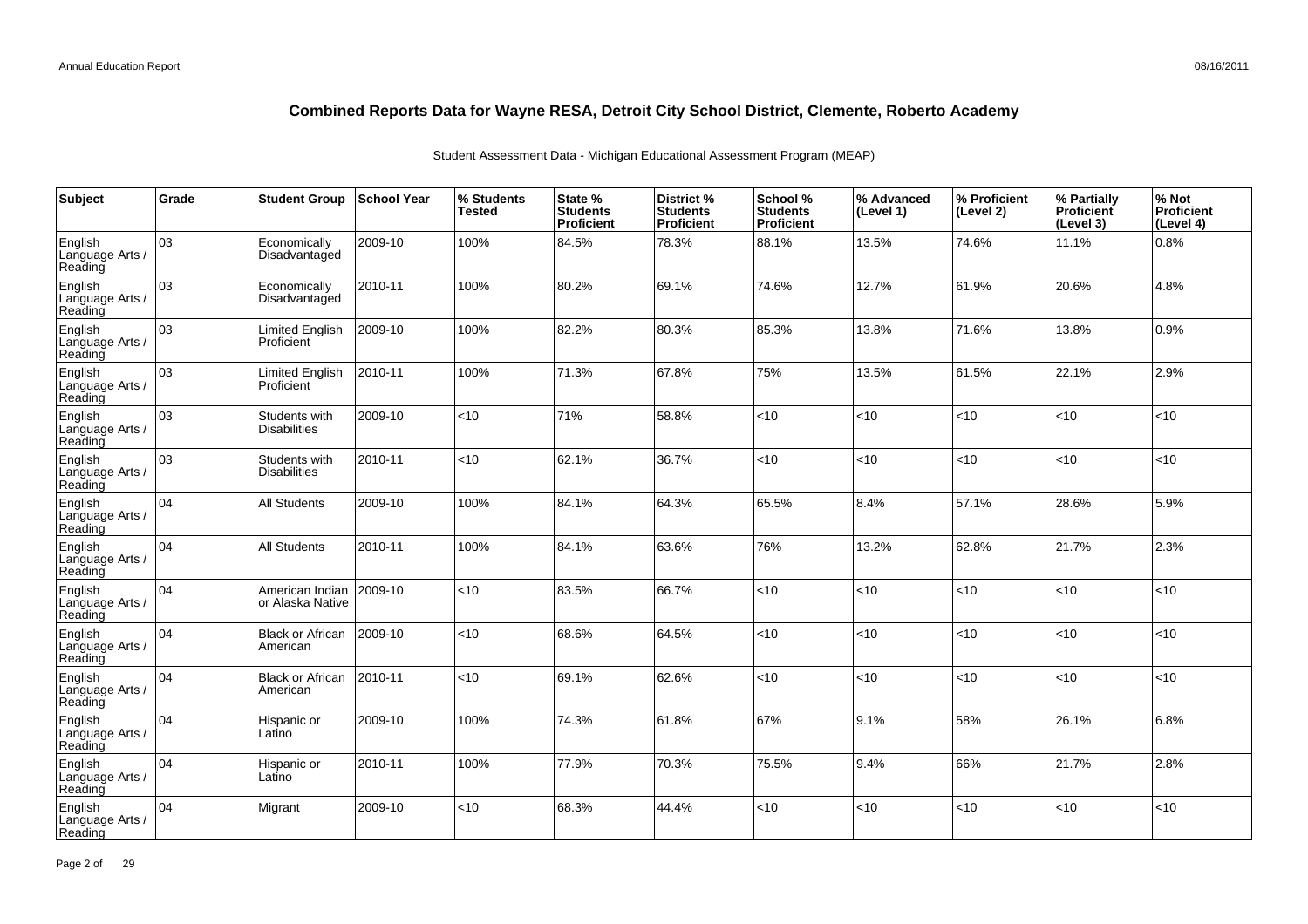# Combined Reports Data for Wayne RESA, Detroit City School District, Clemente, Roberto Academy

Student Assessment Data - Michigan Educational Assessment Program (MEAP)

| Subject | Grade | Student Group | School Year | % Students Tested | State % Students Proficient | District % Students Proficient | School % Students Proficient | % Advanced (Level 1) | % Proficient (Level 2) | % Partially Proficient (Level 3) | % Not Proficient (Level 4) |
|---|---|---|---|---|---|---|---|---|---|---|---|
| English Language Arts / Reading | 03 | Economically Disadvantaged | 2009-10 | 100% | 84.5% | 78.3% | 88.1% | 13.5% | 74.6% | 11.1% | 0.8% |
| English Language Arts / Reading | 03 | Economically Disadvantaged | 2010-11 | 100% | 80.2% | 69.1% | 74.6% | 12.7% | 61.9% | 20.6% | 4.8% |
| English Language Arts / Reading | 03 | Limited English Proficient | 2009-10 | 100% | 82.2% | 80.3% | 85.3% | 13.8% | 71.6% | 13.8% | 0.9% |
| English Language Arts / Reading | 03 | Limited English Proficient | 2010-11 | 100% | 71.3% | 67.8% | 75% | 13.5% | 61.5% | 22.1% | 2.9% |
| English Language Arts / Reading | 03 | Students with Disabilities | 2009-10 | <10 | 71% | 58.8% | <10 | <10 | <10 | <10 | <10 |
| English Language Arts / Reading | 03 | Students with Disabilities | 2010-11 | <10 | 62.1% | 36.7% | <10 | <10 | <10 | <10 | <10 |
| English Language Arts / Reading | 04 | All Students | 2009-10 | 100% | 84.1% | 64.3% | 65.5% | 8.4% | 57.1% | 28.6% | 5.9% |
| English Language Arts / Reading | 04 | All Students | 2010-11 | 100% | 84.1% | 63.6% | 76% | 13.2% | 62.8% | 21.7% | 2.3% |
| English Language Arts / Reading | 04 | American Indian or Alaska Native | 2009-10 | <10 | 83.5% | 66.7% | <10 | <10 | <10 | <10 | <10 |
| English Language Arts / Reading | 04 | Black or African American | 2009-10 | <10 | 68.6% | 64.5% | <10 | <10 | <10 | <10 | <10 |
| English Language Arts / Reading | 04 | Black or African American | 2010-11 | <10 | 69.1% | 62.6% | <10 | <10 | <10 | <10 | <10 |
| English Language Arts / Reading | 04 | Hispanic or Latino | 2009-10 | 100% | 74.3% | 61.8% | 67% | 9.1% | 58% | 26.1% | 6.8% |
| English Language Arts / Reading | 04 | Hispanic or Latino | 2010-11 | 100% | 77.9% | 70.3% | 75.5% | 9.4% | 66% | 21.7% | 2.8% |
| English Language Arts / Reading | 04 | Migrant | 2009-10 | <10 | 68.3% | 44.4% | <10 | <10 | <10 | <10 | <10 |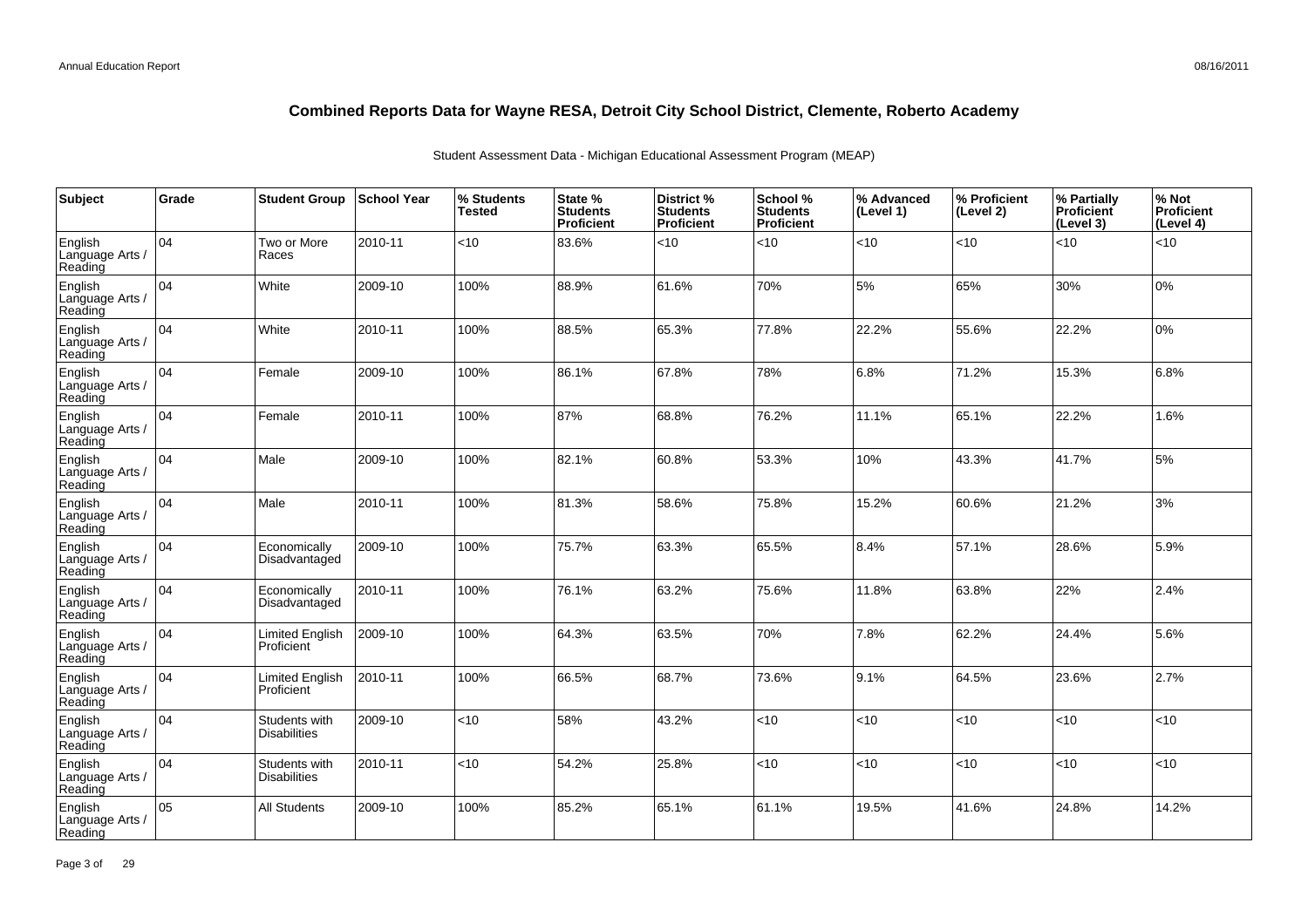# Combined Reports Data for Wayne RESA, Detroit City School District, Clemente, Roberto Academy

Student Assessment Data - Michigan Educational Assessment Program (MEAP)

| Subject | Grade | Student Group | School Year | % Students Tested | State % Students Proficient | District % Students Proficient | School % Students Proficient | % Advanced (Level 1) | % Proficient (Level 2) | % Partially Proficient (Level 3) | % Not Proficient (Level 4) |
|---|---|---|---|---|---|---|---|---|---|---|---|
| English Language Arts / Reading | 04 | Two or More Races | 2010-11 | <10 | 83.6% | <10 | <10 | <10 | <10 | <10 | <10 |
| English Language Arts / Reading | 04 | White | 2009-10 | 100% | 88.9% | 61.6% | 70% | 5% | 65% | 30% | 0% |
| English Language Arts / Reading | 04 | White | 2010-11 | 100% | 88.5% | 65.3% | 77.8% | 22.2% | 55.6% | 22.2% | 0% |
| English Language Arts / Reading | 04 | Female | 2009-10 | 100% | 86.1% | 67.8% | 78% | 6.8% | 71.2% | 15.3% | 6.8% |
| English Language Arts / Reading | 04 | Female | 2010-11 | 100% | 87% | 68.8% | 76.2% | 11.1% | 65.1% | 22.2% | 1.6% |
| English Language Arts / Reading | 04 | Male | 2009-10 | 100% | 82.1% | 60.8% | 53.3% | 10% | 43.3% | 41.7% | 5% |
| English Language Arts / Reading | 04 | Male | 2010-11 | 100% | 81.3% | 58.6% | 75.8% | 15.2% | 60.6% | 21.2% | 3% |
| English Language Arts / Reading | 04 | Economically Disadvantaged | 2009-10 | 100% | 75.7% | 63.3% | 65.5% | 8.4% | 57.1% | 28.6% | 5.9% |
| English Language Arts / Reading | 04 | Economically Disadvantaged | 2010-11 | 100% | 76.1% | 63.2% | 75.6% | 11.8% | 63.8% | 22% | 2.4% |
| English Language Arts / Reading | 04 | Limited English Proficient | 2009-10 | 100% | 64.3% | 63.5% | 70% | 7.8% | 62.2% | 24.4% | 5.6% |
| English Language Arts / Reading | 04 | Limited English Proficient | 2010-11 | 100% | 66.5% | 68.7% | 73.6% | 9.1% | 64.5% | 23.6% | 2.7% |
| English Language Arts / Reading | 04 | Students with Disabilities | 2009-10 | <10 | 58% | 43.2% | <10 | <10 | <10 | <10 | <10 |
| English Language Arts / Reading | 04 | Students with Disabilities | 2010-11 | <10 | 54.2% | 25.8% | <10 | <10 | <10 | <10 | <10 |
| English Language Arts / Reading | 05 | All Students | 2009-10 | 100% | 85.2% | 65.1% | 61.1% | 19.5% | 41.6% | 24.8% | 14.2% |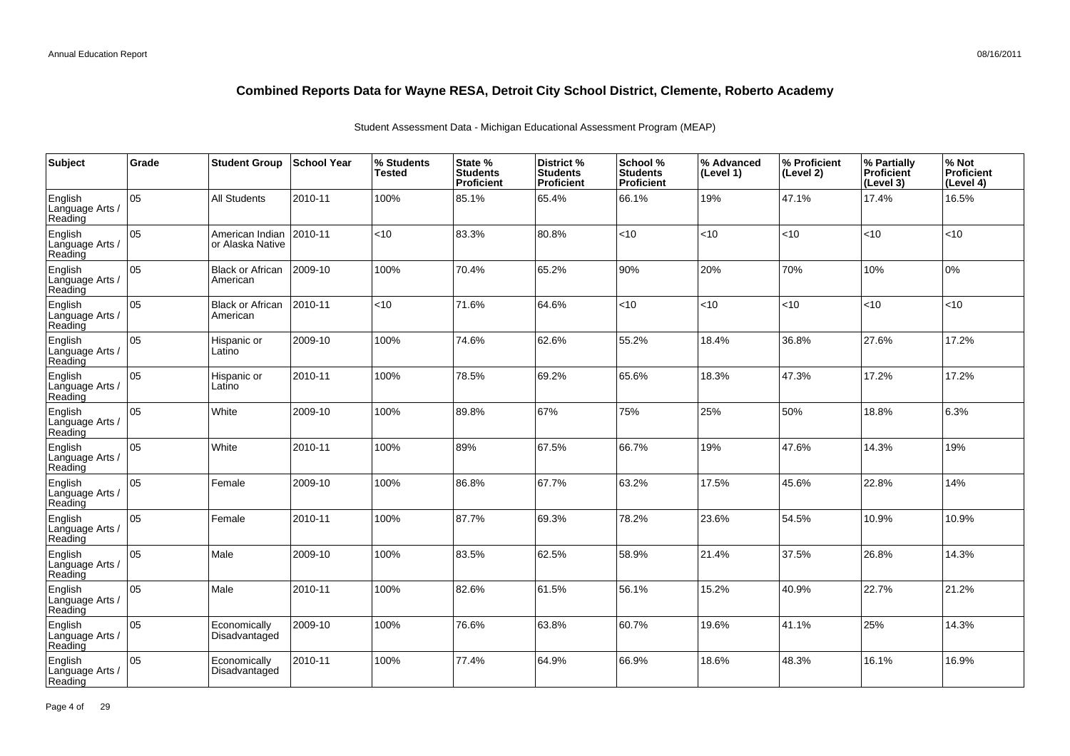# Combined Reports Data for Wayne RESA, Detroit City School District, Clemente, Roberto Academy

Student Assessment Data - Michigan Educational Assessment Program (MEAP)

| Subject | Grade | Student Group | School Year | % Students Tested | State % Students Proficient | District % Students Proficient | School % Students Proficient | % Advanced (Level 1) | % Proficient (Level 2) | % Partially Proficient (Level 3) | % Not Proficient (Level 4) |
|---|---|---|---|---|---|---|---|---|---|---|---|
| English Language Arts / Reading | 05 | All Students | 2010-11 | 100% | 85.1% | 65.4% | 66.1% | 19% | 47.1% | 17.4% | 16.5% |
| English Language Arts / Reading | 05 | American Indian or Alaska Native | 2010-11 | <10 | 83.3% | 80.8% | <10 | <10 | <10 | <10 | <10 |
| English Language Arts / Reading | 05 | Black or African American | 2009-10 | 100% | 70.4% | 65.2% | 90% | 20% | 70% | 10% | 0% |
| English Language Arts / Reading | 05 | Black or African American | 2010-11 | <10 | 71.6% | 64.6% | <10 | <10 | <10 | <10 | <10 |
| English Language Arts / Reading | 05 | Hispanic or Latino | 2009-10 | 100% | 74.6% | 62.6% | 55.2% | 18.4% | 36.8% | 27.6% | 17.2% |
| English Language Arts / Reading | 05 | Hispanic or Latino | 2010-11 | 100% | 78.5% | 69.2% | 65.6% | 18.3% | 47.3% | 17.2% | 17.2% |
| English Language Arts / Reading | 05 | White | 2009-10 | 100% | 89.8% | 67% | 75% | 25% | 50% | 18.8% | 6.3% |
| English Language Arts / Reading | 05 | White | 2010-11 | 100% | 89% | 67.5% | 66.7% | 19% | 47.6% | 14.3% | 19% |
| English Language Arts / Reading | 05 | Female | 2009-10 | 100% | 86.8% | 67.7% | 63.2% | 17.5% | 45.6% | 22.8% | 14% |
| English Language Arts / Reading | 05 | Female | 2010-11 | 100% | 87.7% | 69.3% | 78.2% | 23.6% | 54.5% | 10.9% | 10.9% |
| English Language Arts / Reading | 05 | Male | 2009-10 | 100% | 83.5% | 62.5% | 58.9% | 21.4% | 37.5% | 26.8% | 14.3% |
| English Language Arts / Reading | 05 | Male | 2010-11 | 100% | 82.6% | 61.5% | 56.1% | 15.2% | 40.9% | 22.7% | 21.2% |
| English Language Arts / Reading | 05 | Economically Disadvantaged | 2009-10 | 100% | 76.6% | 63.8% | 60.7% | 19.6% | 41.1% | 25% | 14.3% |
| English Language Arts / Reading | 05 | Economically Disadvantaged | 2010-11 | 100% | 77.4% | 64.9% | 66.9% | 18.6% | 48.3% | 16.1% | 16.9% |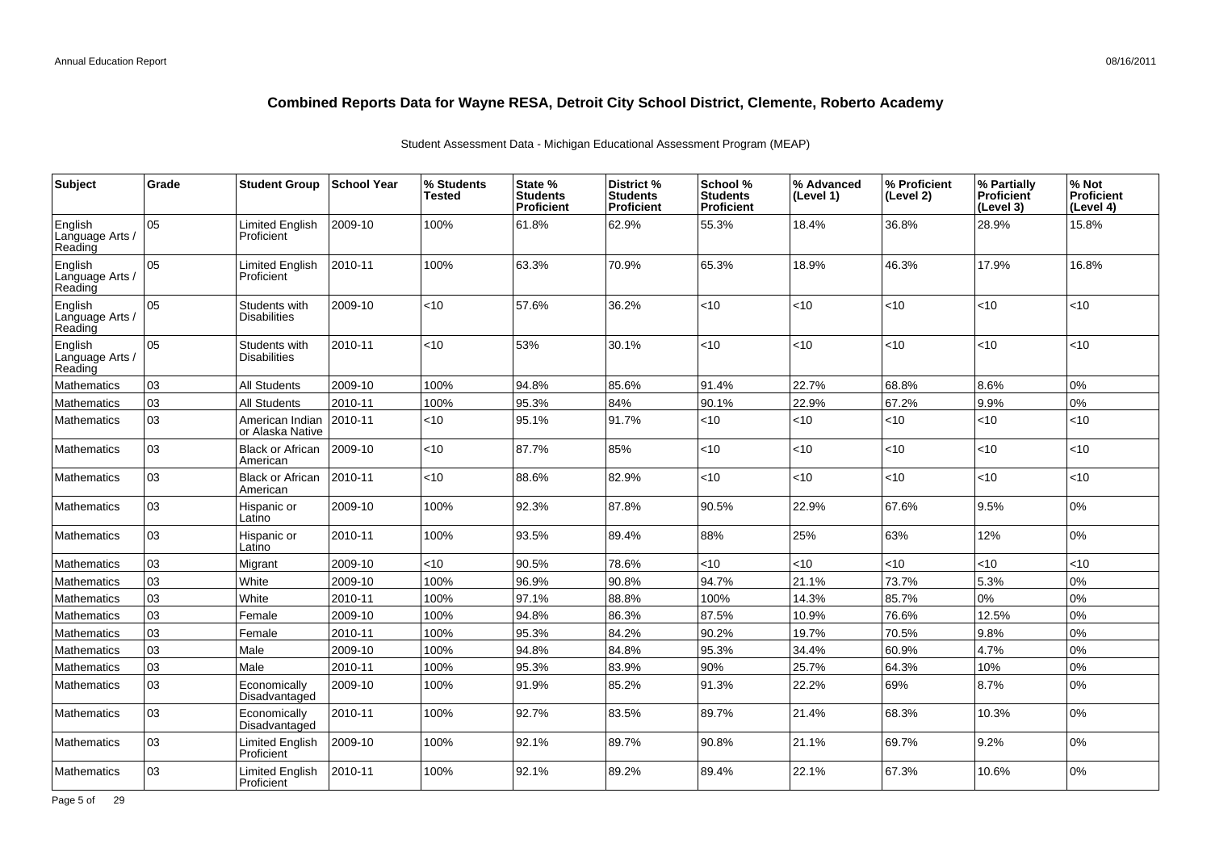# Combined Reports Data for Wayne RESA, Detroit City School District, Clemente, Roberto Academy

Student Assessment Data - Michigan Educational Assessment Program (MEAP)

| Subject | Grade | Student Group | School Year | % Students Tested | State % Students Proficient | District % Students Proficient | School % Students Proficient | % Advanced (Level 1) | % Proficient (Level 2) | % Partially Proficient (Level 3) | % Not Proficient (Level 4) |
|---|---|---|---|---|---|---|---|---|---|---|---|
| English Language Arts / Reading | 05 | Limited English Proficient | 2009-10 | 100% | 61.8% | 62.9% | 55.3% | 18.4% | 36.8% | 28.9% | 15.8% |
| English Language Arts / Reading | 05 | Limited English Proficient | 2010-11 | 100% | 63.3% | 70.9% | 65.3% | 18.9% | 46.3% | 17.9% | 16.8% |
| English Language Arts / Reading | 05 | Students with Disabilities | 2009-10 | <10 | 57.6% | 36.2% | <10 | <10 | <10 | <10 | <10 |
| English Language Arts / Reading | 05 | Students with Disabilities | 2010-11 | <10 | 53% | 30.1% | <10 | <10 | <10 | <10 | <10 |
| Mathematics | 03 | All Students | 2009-10 | 100% | 94.8% | 85.6% | 91.4% | 22.7% | 68.8% | 8.6% | 0% |
| Mathematics | 03 | All Students | 2010-11 | 100% | 95.3% | 84% | 90.1% | 22.9% | 67.2% | 9.9% | 0% |
| Mathematics | 03 | American Indian or Alaska Native | 2010-11 | <10 | 95.1% | 91.7% | <10 | <10 | <10 | <10 | <10 |
| Mathematics | 03 | Black or African American | 2009-10 | <10 | 87.7% | 85% | <10 | <10 | <10 | <10 | <10 |
| Mathematics | 03 | Black or African American | 2010-11 | <10 | 88.6% | 82.9% | <10 | <10 | <10 | <10 | <10 |
| Mathematics | 03 | Hispanic or Latino | 2009-10 | 100% | 92.3% | 87.8% | 90.5% | 22.9% | 67.6% | 9.5% | 0% |
| Mathematics | 03 | Hispanic or Latino | 2010-11 | 100% | 93.5% | 89.4% | 88% | 25% | 63% | 12% | 0% |
| Mathematics | 03 | Migrant | 2009-10 | <10 | 90.5% | 78.6% | <10 | <10 | <10 | <10 | <10 |
| Mathematics | 03 | White | 2009-10 | 100% | 96.9% | 90.8% | 94.7% | 21.1% | 73.7% | 5.3% | 0% |
| Mathematics | 03 | White | 2010-11 | 100% | 97.1% | 88.8% | 100% | 14.3% | 85.7% | 0% | 0% |
| Mathematics | 03 | Female | 2009-10 | 100% | 94.8% | 86.3% | 87.5% | 10.9% | 76.6% | 12.5% | 0% |
| Mathematics | 03 | Female | 2010-11 | 100% | 95.3% | 84.2% | 90.2% | 19.7% | 70.5% | 9.8% | 0% |
| Mathematics | 03 | Male | 2009-10 | 100% | 94.8% | 84.8% | 95.3% | 34.4% | 60.9% | 4.7% | 0% |
| Mathematics | 03 | Male | 2010-11 | 100% | 95.3% | 83.9% | 90% | 25.7% | 64.3% | 10% | 0% |
| Mathematics | 03 | Economically Disadvantaged | 2009-10 | 100% | 91.9% | 85.2% | 91.3% | 22.2% | 69% | 8.7% | 0% |
| Mathematics | 03 | Economically Disadvantaged | 2010-11 | 100% | 92.7% | 83.5% | 89.7% | 21.4% | 68.3% | 10.3% | 0% |
| Mathematics | 03 | Limited English Proficient | 2009-10 | 100% | 92.1% | 89.7% | 90.8% | 21.1% | 69.7% | 9.2% | 0% |
| Mathematics | 03 | Limited English Proficient | 2010-11 | 100% | 92.1% | 89.2% | 89.4% | 22.1% | 67.3% | 10.6% | 0% |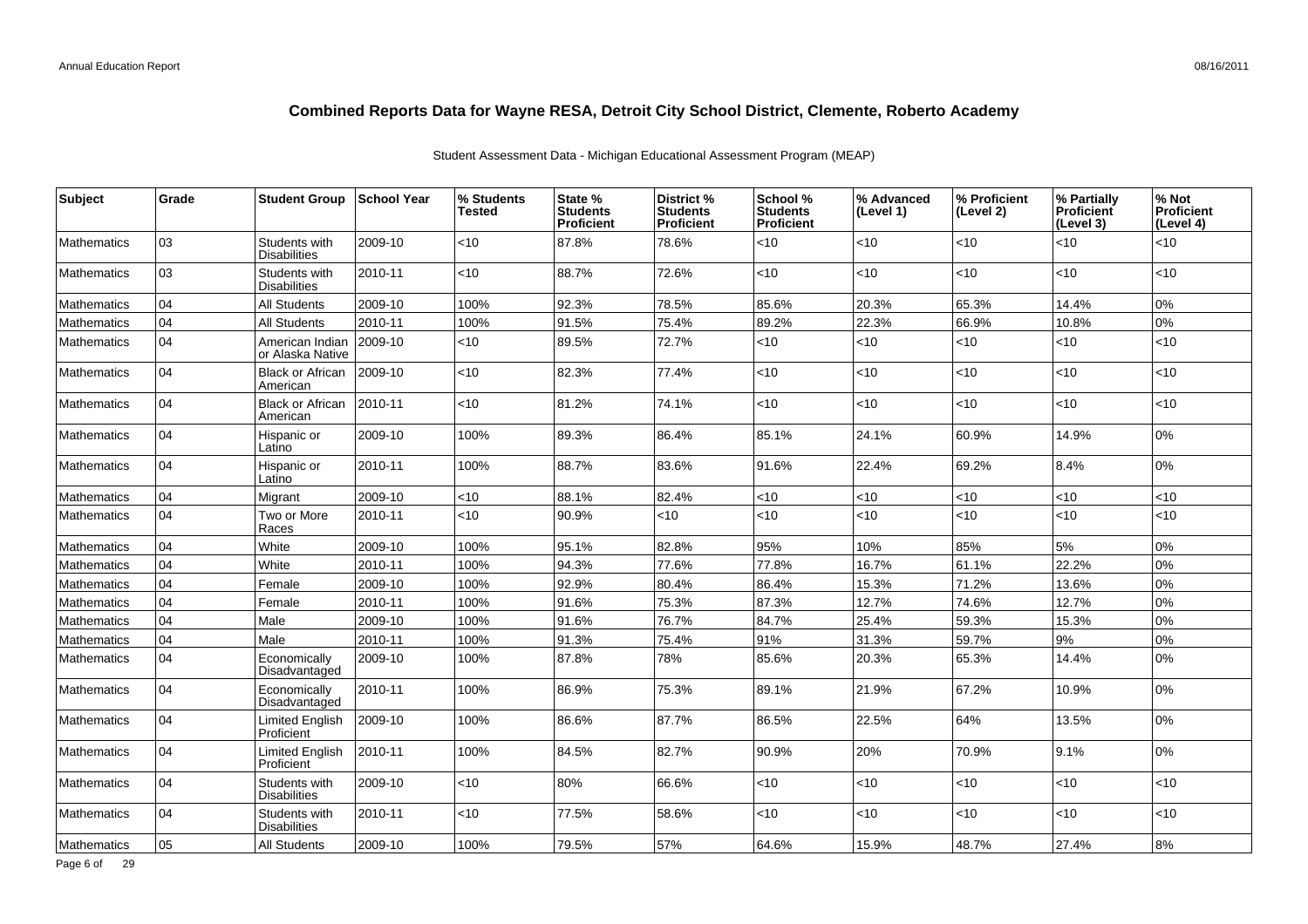# Combined Reports Data for Wayne RESA, Detroit City School District, Clemente, Roberto Academy

Student Assessment Data - Michigan Educational Assessment Program (MEAP)

| Subject | Grade | Student Group | School Year | % Students Tested | State % Students Proficient | District % Students Proficient | School % Students Proficient | % Advanced (Level 1) | % Proficient (Level 2) | % Partially Proficient (Level 3) | % Not Proficient (Level 4) |
|---|---|---|---|---|---|---|---|---|---|---|---|
| Mathematics | 03 | Students with Disabilities | 2009-10 | <10 | 87.8% | 78.6% | <10 | <10 | <10 | <10 | <10 |
| Mathematics | 03 | Students with Disabilities | 2010-11 | <10 | 88.7% | 72.6% | <10 | <10 | <10 | <10 | <10 |
| Mathematics | 04 | All Students | 2009-10 | 100% | 92.3% | 78.5% | 85.6% | 20.3% | 65.3% | 14.4% | 0% |
| Mathematics | 04 | All Students | 2010-11 | 100% | 91.5% | 75.4% | 89.2% | 22.3% | 66.9% | 10.8% | 0% |
| Mathematics | 04 | American Indian or Alaska Native | 2009-10 | <10 | 89.5% | 72.7% | <10 | <10 | <10 | <10 | <10 |
| Mathematics | 04 | Black or African American | 2009-10 | <10 | 82.3% | 77.4% | <10 | <10 | <10 | <10 | <10 |
| Mathematics | 04 | Black or African American | 2010-11 | <10 | 81.2% | 74.1% | <10 | <10 | <10 | <10 | <10 |
| Mathematics | 04 | Hispanic or Latino | 2009-10 | 100% | 89.3% | 86.4% | 85.1% | 24.1% | 60.9% | 14.9% | 0% |
| Mathematics | 04 | Hispanic or Latino | 2010-11 | 100% | 88.7% | 83.6% | 91.6% | 22.4% | 69.2% | 8.4% | 0% |
| Mathematics | 04 | Migrant | 2009-10 | <10 | 88.1% | 82.4% | <10 | <10 | <10 | <10 | <10 |
| Mathematics | 04 | Two or More Races | 2010-11 | <10 | 90.9% | <10 | <10 | <10 | <10 | <10 | <10 |
| Mathematics | 04 | White | 2009-10 | 100% | 95.1% | 82.8% | 95% | 10% | 85% | 5% | 0% |
| Mathematics | 04 | White | 2010-11 | 100% | 94.3% | 77.6% | 77.8% | 16.7% | 61.1% | 22.2% | 0% |
| Mathematics | 04 | Female | 2009-10 | 100% | 92.9% | 80.4% | 86.4% | 15.3% | 71.2% | 13.6% | 0% |
| Mathematics | 04 | Female | 2010-11 | 100% | 91.6% | 75.3% | 87.3% | 12.7% | 74.6% | 12.7% | 0% |
| Mathematics | 04 | Male | 2009-10 | 100% | 91.6% | 76.7% | 84.7% | 25.4% | 59.3% | 15.3% | 0% |
| Mathematics | 04 | Male | 2010-11 | 100% | 91.3% | 75.4% | 91% | 31.3% | 59.7% | 9% | 0% |
| Mathematics | 04 | Economically Disadvantaged | 2009-10 | 100% | 87.8% | 78% | 85.6% | 20.3% | 65.3% | 14.4% | 0% |
| Mathematics | 04 | Economically Disadvantaged | 2010-11 | 100% | 86.9% | 75.3% | 89.1% | 21.9% | 67.2% | 10.9% | 0% |
| Mathematics | 04 | Limited English Proficient | 2009-10 | 100% | 86.6% | 87.7% | 86.5% | 22.5% | 64% | 13.5% | 0% |
| Mathematics | 04 | Limited English Proficient | 2010-11 | 100% | 84.5% | 82.7% | 90.9% | 20% | 70.9% | 9.1% | 0% |
| Mathematics | 04 | Students with Disabilities | 2009-10 | <10 | 80% | 66.6% | <10 | <10 | <10 | <10 | <10 |
| Mathematics | 04 | Students with Disabilities | 2010-11 | <10 | 77.5% | 58.6% | <10 | <10 | <10 | <10 | <10 |
| Mathematics | 05 | All Students | 2009-10 | 100% | 79.5% | 57% | 64.6% | 15.9% | 48.7% | 27.4% | 8% |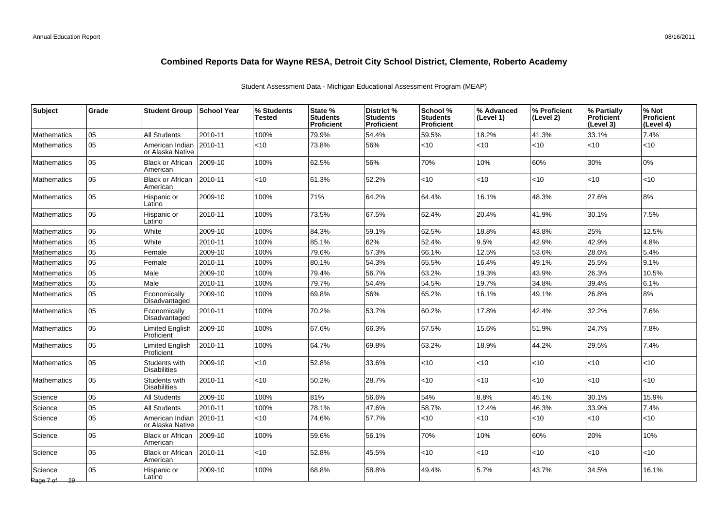# Combined Reports Data for Wayne RESA, Detroit City School District, Clemente, Roberto Academy

Student Assessment Data - Michigan Educational Assessment Program (MEAP)

| Subject | Grade | Student Group | School Year | % Students Tested | State % Students Proficient | District % Students Proficient | School % Students Proficient | % Advanced (Level 1) | % Proficient (Level 2) | % Partially Proficient (Level 3) | % Not Proficient (Level 4) |
|---|---|---|---|---|---|---|---|---|---|---|---|
| Mathematics | 05 | All Students | 2010-11 | 100% | 79.9% | 54.4% | 59.5% | 18.2% | 41.3% | 33.1% | 7.4% |
| Mathematics | 05 | American Indian or Alaska Native | 2010-11 | <10 | 73.8% | 56% | <10 | <10 | <10 | <10 | <10 |
| Mathematics | 05 | Black or African American | 2009-10 | 100% | 62.5% | 56% | 70% | 10% | 60% | 30% | 0% |
| Mathematics | 05 | Black or African American | 2010-11 | <10 | 61.3% | 52.2% | <10 | <10 | <10 | <10 | <10 |
| Mathematics | 05 | Hispanic or Latino | 2009-10 | 100% | 71% | 64.2% | 64.4% | 16.1% | 48.3% | 27.6% | 8% |
| Mathematics | 05 | Hispanic or Latino | 2010-11 | 100% | 73.5% | 67.5% | 62.4% | 20.4% | 41.9% | 30.1% | 7.5% |
| Mathematics | 05 | White | 2009-10 | 100% | 84.3% | 59.1% | 62.5% | 18.8% | 43.8% | 25% | 12.5% |
| Mathematics | 05 | White | 2010-11 | 100% | 85.1% | 62% | 52.4% | 9.5% | 42.9% | 42.9% | 4.8% |
| Mathematics | 05 | Female | 2009-10 | 100% | 79.6% | 57.3% | 66.1% | 12.5% | 53.6% | 28.6% | 5.4% |
| Mathematics | 05 | Female | 2010-11 | 100% | 80.1% | 54.3% | 65.5% | 16.4% | 49.1% | 25.5% | 9.1% |
| Mathematics | 05 | Male | 2009-10 | 100% | 79.4% | 56.7% | 63.2% | 19.3% | 43.9% | 26.3% | 10.5% |
| Mathematics | 05 | Male | 2010-11 | 100% | 79.7% | 54.4% | 54.5% | 19.7% | 34.8% | 39.4% | 6.1% |
| Mathematics | 05 | Economically Disadvantaged | 2009-10 | 100% | 69.8% | 56% | 65.2% | 16.1% | 49.1% | 26.8% | 8% |
| Mathematics | 05 | Economically Disadvantaged | 2010-11 | 100% | 70.2% | 53.7% | 60.2% | 17.8% | 42.4% | 32.2% | 7.6% |
| Mathematics | 05 | Limited English Proficient | 2009-10 | 100% | 67.6% | 66.3% | 67.5% | 15.6% | 51.9% | 24.7% | 7.8% |
| Mathematics | 05 | Limited English Proficient | 2010-11 | 100% | 64.7% | 69.8% | 63.2% | 18.9% | 44.2% | 29.5% | 7.4% |
| Mathematics | 05 | Students with Disabilities | 2009-10 | <10 | 52.8% | 33.6% | <10 | <10 | <10 | <10 | <10 |
| Mathematics | 05 | Students with Disabilities | 2010-11 | <10 | 50.2% | 28.7% | <10 | <10 | <10 | <10 | <10 |
| Science | 05 | All Students | 2009-10 | 100% | 81% | 56.6% | 54% | 8.8% | 45.1% | 30.1% | 15.9% |
| Science | 05 | All Students | 2010-11 | 100% | 78.1% | 47.6% | 58.7% | 12.4% | 46.3% | 33.9% | 7.4% |
| Science | 05 | American Indian or Alaska Native | 2010-11 | <10 | 74.6% | 57.7% | <10 | <10 | <10 | <10 | <10 |
| Science | 05 | Black or African American | 2009-10 | 100% | 59.6% | 56.1% | 70% | 10% | 60% | 20% | 10% |
| Science | 05 | Black or African American | 2010-11 | <10 | 52.8% | 45.5% | <10 | <10 | <10 | <10 | <10 |
| Science | 05 | Hispanic or Latino | 2009-10 | 100% | 68.8% | 58.8% | 49.4% | 5.7% | 43.7% | 34.5% | 16.1% |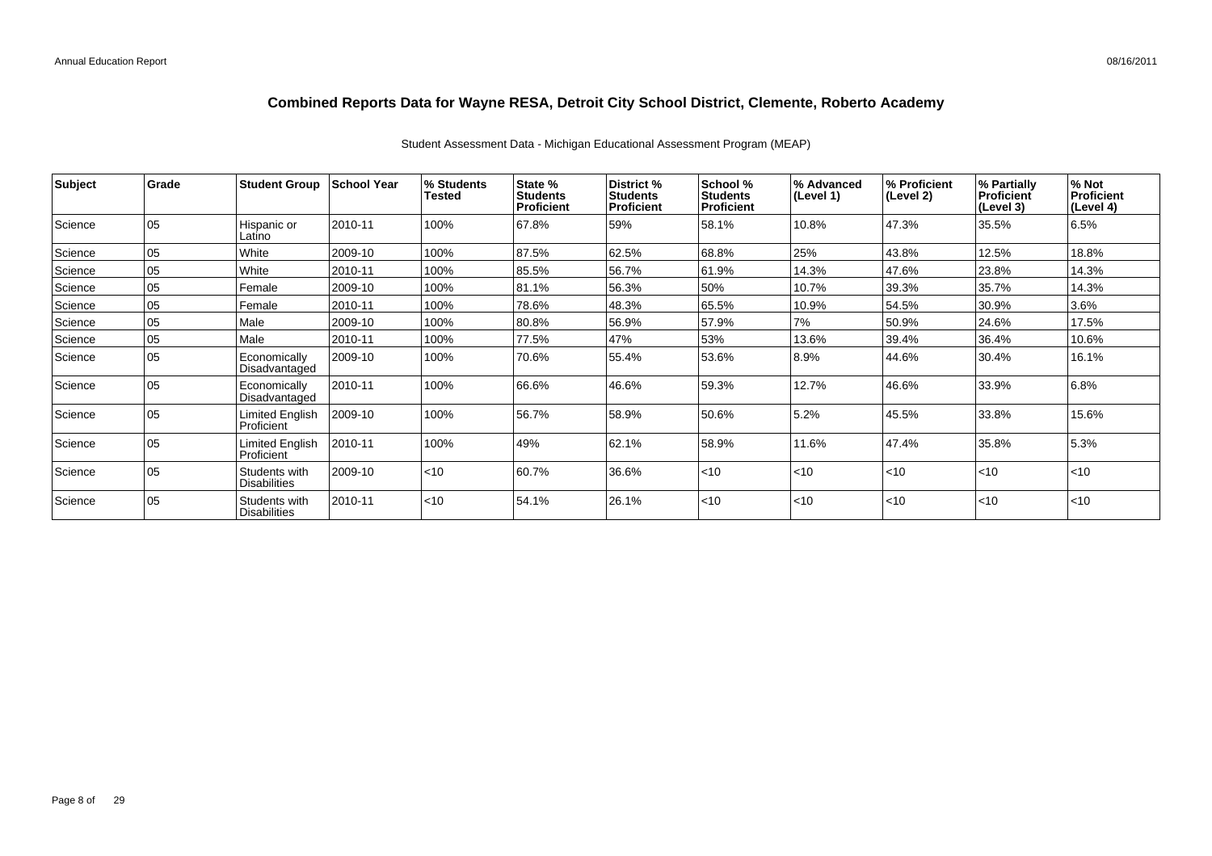# Combined Reports Data for Wayne RESA, Detroit City School District, Clemente, Roberto Academy

Student Assessment Data - Michigan Educational Assessment Program (MEAP)

| Subject | Grade | Student Group | School Year | % Students Tested | State % Students Proficient | District % Students Proficient | School % Students Proficient | % Advanced (Level 1) | % Proficient (Level 2) | % Partially Proficient (Level 3) | % Not Proficient (Level 4) |
|---|---|---|---|---|---|---|---|---|---|---|---|
| Science | 05 | Hispanic or Latino | 2010-11 | 100% | 67.8% | 59% | 58.1% | 10.8% | 47.3% | 35.5% | 6.5% |
| Science | 05 | White | 2009-10 | 100% | 87.5% | 62.5% | 68.8% | 25% | 43.8% | 12.5% | 18.8% |
| Science | 05 | White | 2010-11 | 100% | 85.5% | 56.7% | 61.9% | 14.3% | 47.6% | 23.8% | 14.3% |
| Science | 05 | Female | 2009-10 | 100% | 81.1% | 56.3% | 50% | 10.7% | 39.3% | 35.7% | 14.3% |
| Science | 05 | Female | 2010-11 | 100% | 78.6% | 48.3% | 65.5% | 10.9% | 54.5% | 30.9% | 3.6% |
| Science | 05 | Male | 2009-10 | 100% | 80.8% | 56.9% | 57.9% | 7% | 50.9% | 24.6% | 17.5% |
| Science | 05 | Male | 2010-11 | 100% | 77.5% | 47% | 53% | 13.6% | 39.4% | 36.4% | 10.6% |
| Science | 05 | Economically Disadvantaged | 2009-10 | 100% | 70.6% | 55.4% | 53.6% | 8.9% | 44.6% | 30.4% | 16.1% |
| Science | 05 | Economically Disadvantaged | 2010-11 | 100% | 66.6% | 46.6% | 59.3% | 12.7% | 46.6% | 33.9% | 6.8% |
| Science | 05 | Limited English Proficient | 2009-10 | 100% | 56.7% | 58.9% | 50.6% | 5.2% | 45.5% | 33.8% | 15.6% |
| Science | 05 | Limited English Proficient | 2010-11 | 100% | 49% | 62.1% | 58.9% | 11.6% | 47.4% | 35.8% | 5.3% |
| Science | 05 | Students with Disabilities | 2009-10 | <10 | 60.7% | 36.6% | <10 | <10 | <10 | <10 | <10 |
| Science | 05 | Students with Disabilities | 2010-11 | <10 | 54.1% | 26.1% | <10 | <10 | <10 | <10 | <10 |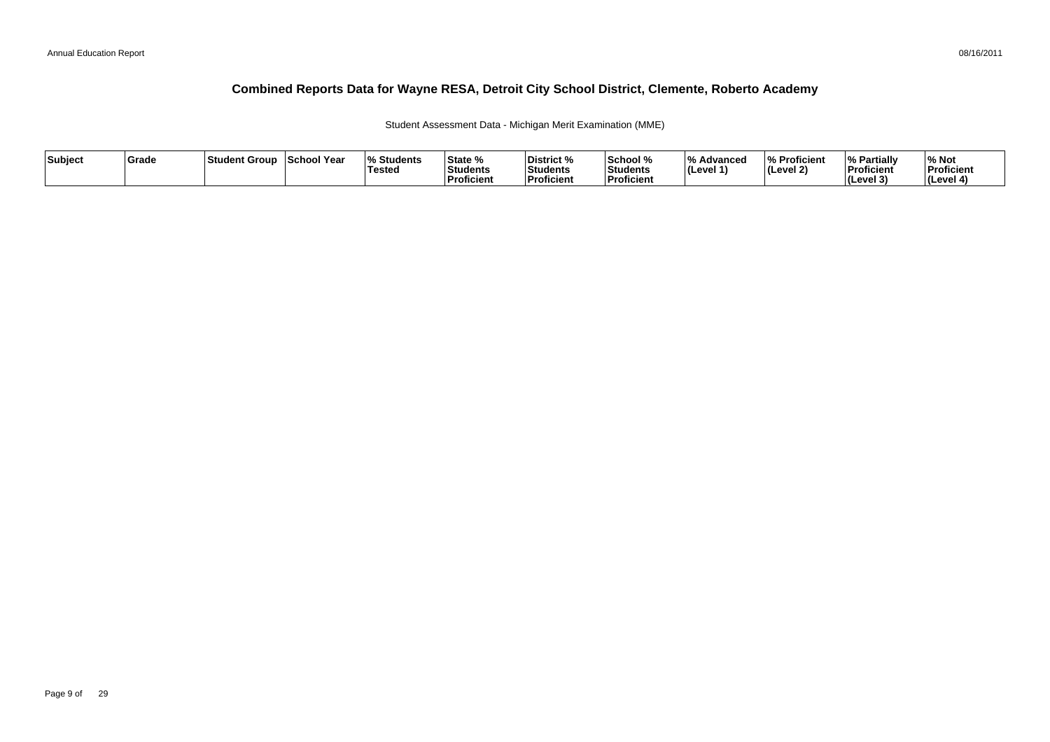# Combined Reports Data for Wayne RESA, Detroit City School District, Clemente, Roberto Academy

Student Assessment Data - Michigan Merit Examination (MME)

| Subject | Grade | Student Group | School Year | % Students Tested | State % Students Proficient | District % Students Proficient | School % Students Proficient | % Advanced (Level 1) | % Proficient (Level 2) | % Partially Proficient (Level 3) | % Not Proficient (Level 4) |
|---|---|---|---|---|---|---|---|---|---|---|---|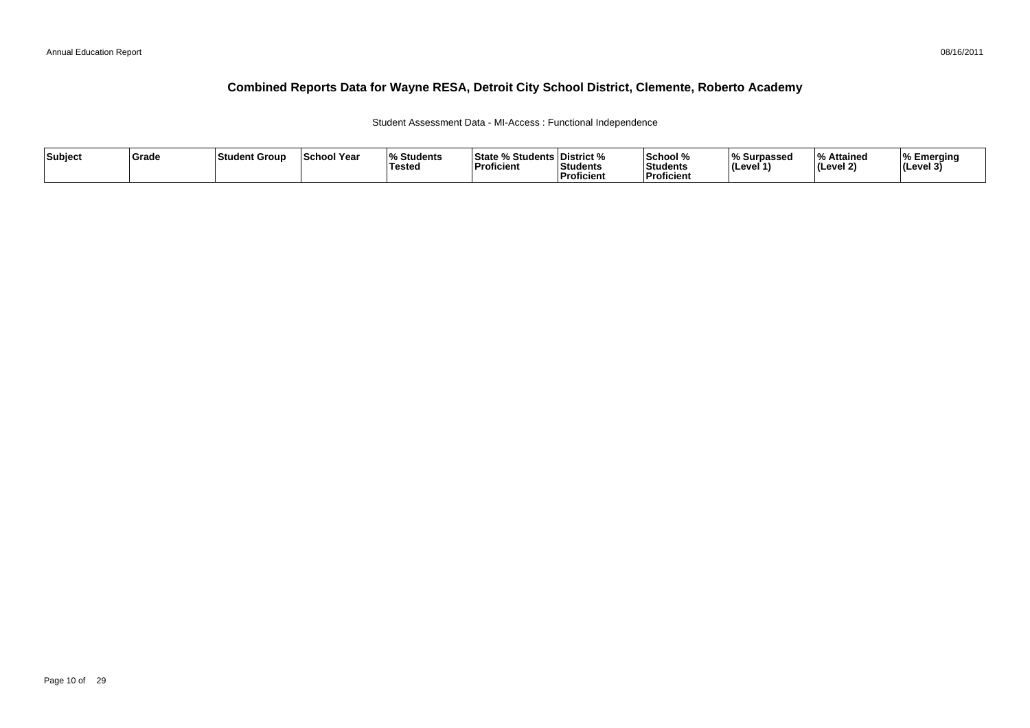# Combined Reports Data for Wayne RESA, Detroit City School District, Clemente, Roberto Academy

Student Assessment Data - MI-Access : Functional Independence

| Subject | Grade | Student Group | School Year | % Students Tested | State % Students Proficient | District % Students Proficient | School % Students Proficient | % Surpassed (Level 1) | % Attained (Level 2) | % Emerging (Level 3) |
|---|---|---|---|---|---|---|---|---|---|---|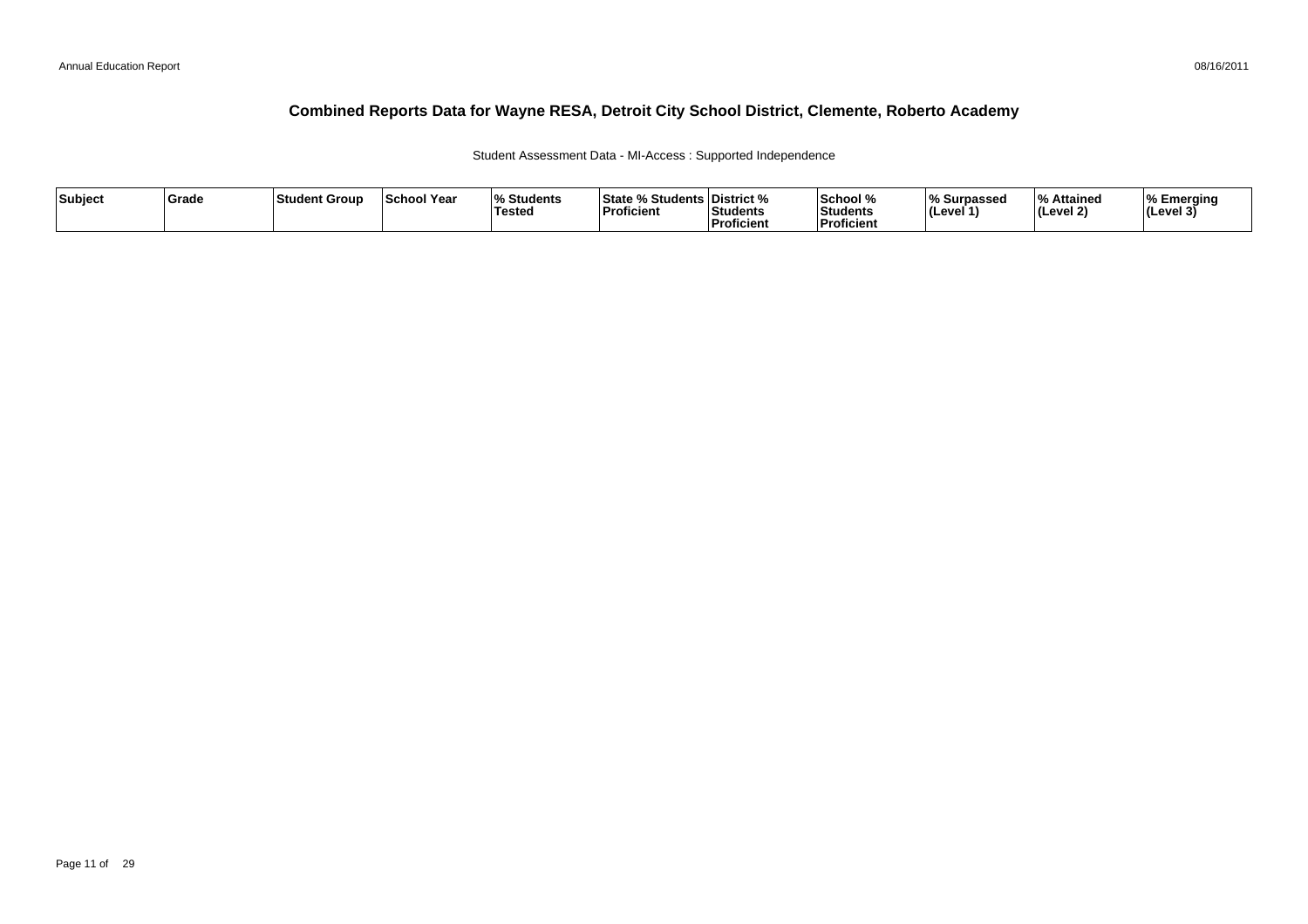# Combined Reports Data for Wayne RESA, Detroit City School District, Clemente, Roberto Academy

Student Assessment Data - MI-Access : Supported Independence

| Subject | Grade | Student Group | School Year | % Students Tested | State % Students Proficient | District % Students Proficient | School % Students Proficient | % Surpassed (Level 1) | % Attained (Level 2) | % Emerging (Level 3) |
|---|---|---|---|---|---|---|---|---|---|---|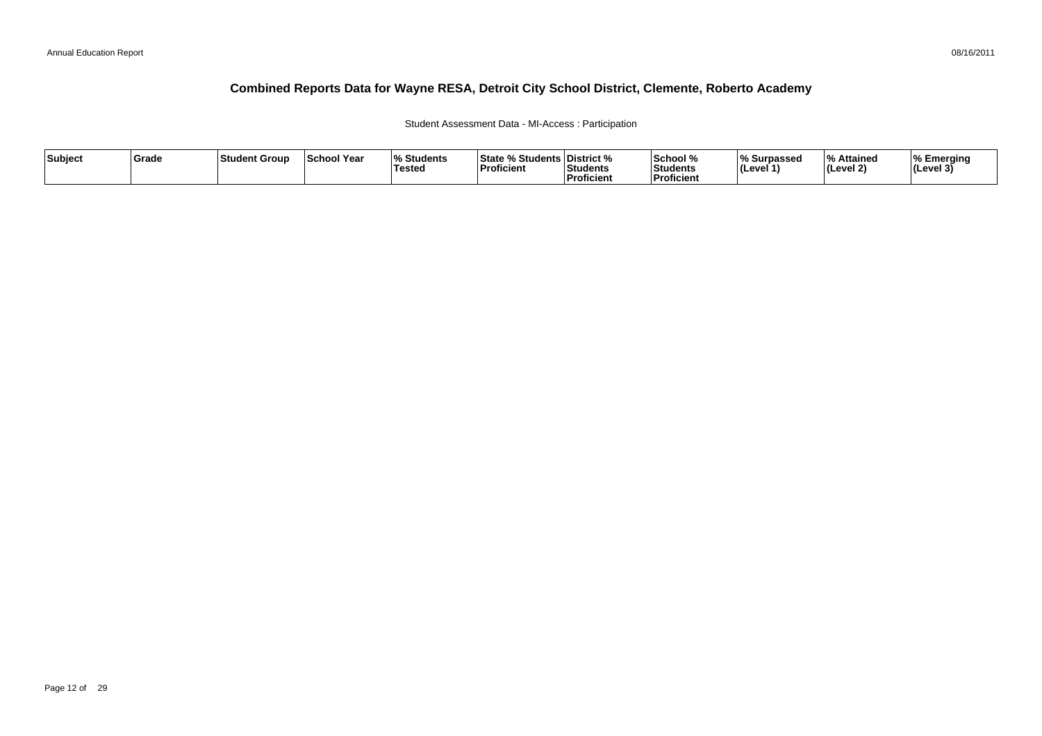# Combined Reports Data for Wayne RESA, Detroit City School District, Clemente, Roberto Academy

Student Assessment Data - MI-Access : Participation

| Subject | Grade | Student Group | School Year | % Students Tested | State % Students Proficient | District % Students Proficient | School % Students Proficient | % Surpassed (Level 1) | % Attained (Level 2) | % Emerging (Level 3) |
|---|---|---|---|---|---|---|---|---|---|---|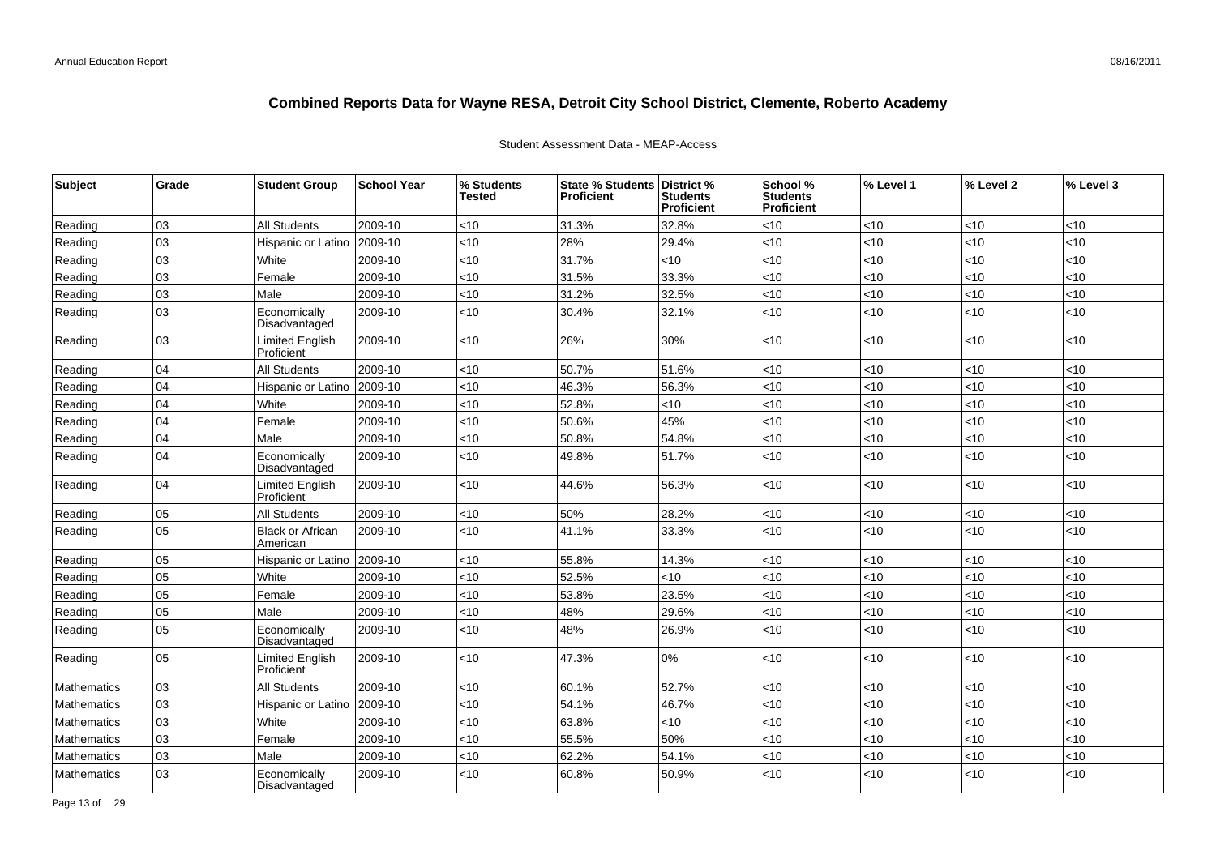# Combined Reports Data for Wayne RESA, Detroit City School District, Clemente, Roberto Academy

Student Assessment Data - MEAP-Access

| Subject | Grade | Student Group | School Year | % Students Tested | State % Students Proficient | District % Students Proficient | School % Students Proficient | % Level 1 | % Level 2 | % Level 3 |
|---|---|---|---|---|---|---|---|---|---|---|
| Reading | 03 | All Students | 2009-10 | <10 | 31.3% | 32.8% | <10 | <10 | <10 | <10 |
| Reading | 03 | Hispanic or Latino | 2009-10 | <10 | 28% | 29.4% | <10 | <10 | <10 | <10 |
| Reading | 03 | White | 2009-10 | <10 | 31.7% | <10 | <10 | <10 | <10 | <10 |
| Reading | 03 | Female | 2009-10 | <10 | 31.5% | 33.3% | <10 | <10 | <10 | <10 |
| Reading | 03 | Male | 2009-10 | <10 | 31.2% | 32.5% | <10 | <10 | <10 | <10 |
| Reading | 03 | Economically Disadvantaged | 2009-10 | <10 | 30.4% | 32.1% | <10 | <10 | <10 | <10 |
| Reading | 03 | Limited English Proficient | 2009-10 | <10 | 26% | 30% | <10 | <10 | <10 | <10 |
| Reading | 04 | All Students | 2009-10 | <10 | 50.7% | 51.6% | <10 | <10 | <10 | <10 |
| Reading | 04 | Hispanic or Latino | 2009-10 | <10 | 46.3% | 56.3% | <10 | <10 | <10 | <10 |
| Reading | 04 | White | 2009-10 | <10 | 52.8% | <10 | <10 | <10 | <10 | <10 |
| Reading | 04 | Female | 2009-10 | <10 | 50.6% | 45% | <10 | <10 | <10 | <10 |
| Reading | 04 | Male | 2009-10 | <10 | 50.8% | 54.8% | <10 | <10 | <10 | <10 |
| Reading | 04 | Economically Disadvantaged | 2009-10 | <10 | 49.8% | 51.7% | <10 | <10 | <10 | <10 |
| Reading | 04 | Limited English Proficient | 2009-10 | <10 | 44.6% | 56.3% | <10 | <10 | <10 | <10 |
| Reading | 05 | All Students | 2009-10 | <10 | 50% | 28.2% | <10 | <10 | <10 | <10 |
| Reading | 05 | Black or African American | 2009-10 | <10 | 41.1% | 33.3% | <10 | <10 | <10 | <10 |
| Reading | 05 | Hispanic or Latino | 2009-10 | <10 | 55.8% | 14.3% | <10 | <10 | <10 | <10 |
| Reading | 05 | White | 2009-10 | <10 | 52.5% | <10 | <10 | <10 | <10 | <10 |
| Reading | 05 | Female | 2009-10 | <10 | 53.8% | 23.5% | <10 | <10 | <10 | <10 |
| Reading | 05 | Male | 2009-10 | <10 | 48% | 29.6% | <10 | <10 | <10 | <10 |
| Reading | 05 | Economically Disadvantaged | 2009-10 | <10 | 48% | 26.9% | <10 | <10 | <10 | <10 |
| Reading | 05 | Limited English Proficient | 2009-10 | <10 | 47.3% | 0% | <10 | <10 | <10 | <10 |
| Mathematics | 03 | All Students | 2009-10 | <10 | 60.1% | 52.7% | <10 | <10 | <10 | <10 |
| Mathematics | 03 | Hispanic or Latino | 2009-10 | <10 | 54.1% | 46.7% | <10 | <10 | <10 | <10 |
| Mathematics | 03 | White | 2009-10 | <10 | 63.8% | <10 | <10 | <10 | <10 | <10 |
| Mathematics | 03 | Female | 2009-10 | <10 | 55.5% | 50% | <10 | <10 | <10 | <10 |
| Mathematics | 03 | Male | 2009-10 | <10 | 62.2% | 54.1% | <10 | <10 | <10 | <10 |
| Mathematics | 03 | Economically Disadvantaged | 2009-10 | <10 | 60.8% | 50.9% | <10 | <10 | <10 | <10 |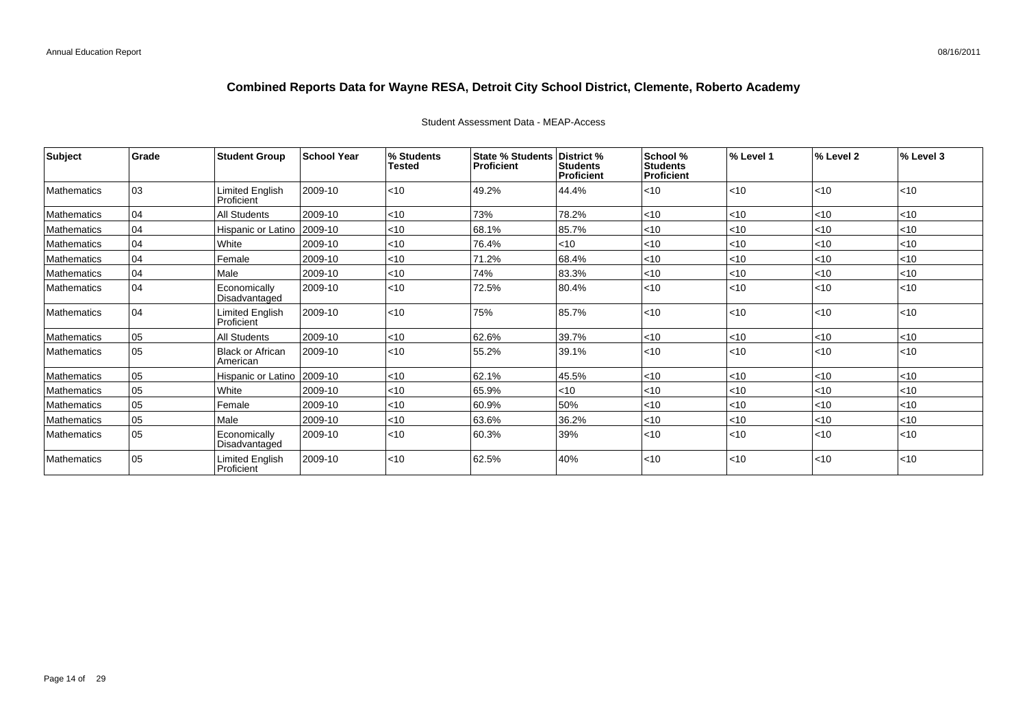# Combined Reports Data for Wayne RESA, Detroit City School District, Clemente, Roberto Academy

Student Assessment Data - MEAP-Access

| Subject | Grade | Student Group | School Year | % Students Tested | State % Students Proficient | District % Students Proficient | School % Students Proficient | % Level 1 | % Level 2 | % Level 3 |
|---|---|---|---|---|---|---|---|---|---|---|
| Mathematics | 03 | Limited English Proficient | 2009-10 | <10 | 49.2% | 44.4% | <10 | <10 | <10 | <10 |
| Mathematics | 04 | All Students | 2009-10 | <10 | 73% | 78.2% | <10 | <10 | <10 | <10 |
| Mathematics | 04 | Hispanic or Latino | 2009-10 | <10 | 68.1% | 85.7% | <10 | <10 | <10 | <10 |
| Mathematics | 04 | White | 2009-10 | <10 | 76.4% | <10 | <10 | <10 | <10 | <10 |
| Mathematics | 04 | Female | 2009-10 | <10 | 71.2% | 68.4% | <10 | <10 | <10 | <10 |
| Mathematics | 04 | Male | 2009-10 | <10 | 74% | 83.3% | <10 | <10 | <10 | <10 |
| Mathematics | 04 | Economically Disadvantaged | 2009-10 | <10 | 72.5% | 80.4% | <10 | <10 | <10 | <10 |
| Mathematics | 04 | Limited English Proficient | 2009-10 | <10 | 75% | 85.7% | <10 | <10 | <10 | <10 |
| Mathematics | 05 | All Students | 2009-10 | <10 | 62.6% | 39.7% | <10 | <10 | <10 | <10 |
| Mathematics | 05 | Black or African American | 2009-10 | <10 | 55.2% | 39.1% | <10 | <10 | <10 | <10 |
| Mathematics | 05 | Hispanic or Latino | 2009-10 | <10 | 62.1% | 45.5% | <10 | <10 | <10 | <10 |
| Mathematics | 05 | White | 2009-10 | <10 | 65.9% | <10 | <10 | <10 | <10 | <10 |
| Mathematics | 05 | Female | 2009-10 | <10 | 60.9% | 50% | <10 | <10 | <10 | <10 |
| Mathematics | 05 | Male | 2009-10 | <10 | 63.6% | 36.2% | <10 | <10 | <10 | <10 |
| Mathematics | 05 | Economically Disadvantaged | 2009-10 | <10 | 60.3% | 39% | <10 | <10 | <10 | <10 |
| Mathematics | 05 | Limited English Proficient | 2009-10 | <10 | 62.5% | 40% | <10 | <10 | <10 | <10 |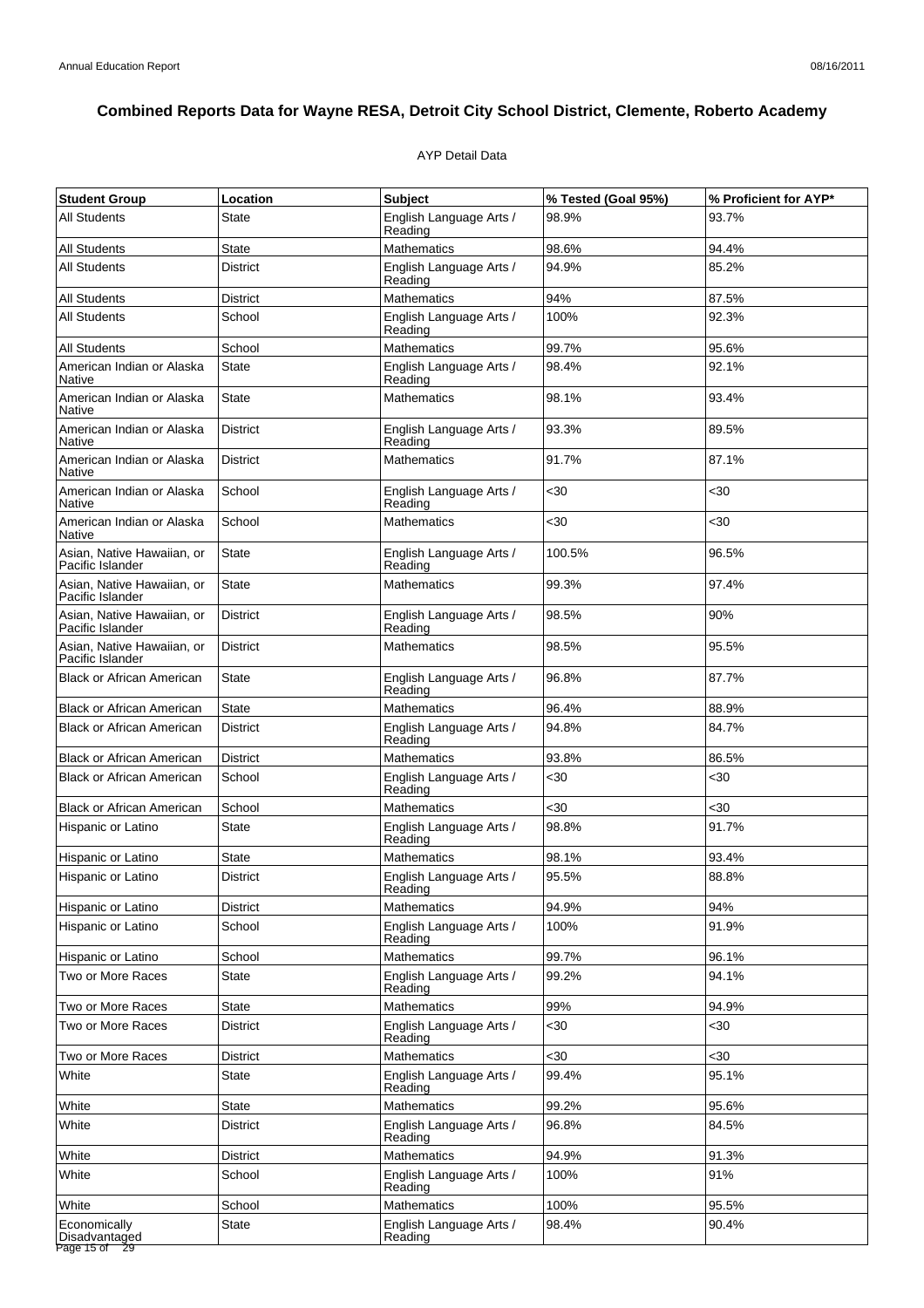# Combined Reports Data for Wayne RESA, Detroit City School District, Clemente, Roberto Academy

AYP Detail Data

| Student Group | Location | Subject | % Tested (Goal 95%) | % Proficient for AYP* |
|---|---|---|---|---|
| All Students | State | English Language Arts / Reading | 98.9% | 93.7% |
| All Students | State | Mathematics | 98.6% | 94.4% |
| All Students | District | English Language Arts / Reading | 94.9% | 85.2% |
| All Students | District | Mathematics | 94% | 87.5% |
| All Students | School | English Language Arts / Reading | 100% | 92.3% |
| All Students | School | Mathematics | 99.7% | 95.6% |
| American Indian or Alaska Native | State | English Language Arts / Reading | 98.4% | 92.1% |
| American Indian or Alaska Native | State | Mathematics | 98.1% | 93.4% |
| American Indian or Alaska Native | District | English Language Arts / Reading | 93.3% | 89.5% |
| American Indian or Alaska Native | District | Mathematics | 91.7% | 87.1% |
| American Indian or Alaska Native | School | English Language Arts / Reading | <30 | <30 |
| American Indian or Alaska Native | School | Mathematics | <30 | <30 |
| Asian, Native Hawaiian, or Pacific Islander | State | English Language Arts / Reading | 100.5% | 96.5% |
| Asian, Native Hawaiian, or Pacific Islander | State | Mathematics | 99.3% | 97.4% |
| Asian, Native Hawaiian, or Pacific Islander | District | English Language Arts / Reading | 98.5% | 90% |
| Asian, Native Hawaiian, or Pacific Islander | District | Mathematics | 98.5% | 95.5% |
| Black or African American | State | English Language Arts / Reading | 96.8% | 87.7% |
| Black or African American | State | Mathematics | 96.4% | 88.9% |
| Black or African American | District | English Language Arts / Reading | 94.8% | 84.7% |
| Black or African American | District | Mathematics | 93.8% | 86.5% |
| Black or African American | School | English Language Arts / Reading | <30 | <30 |
| Black or African American | School | Mathematics | <30 | <30 |
| Hispanic or Latino | State | English Language Arts / Reading | 98.8% | 91.7% |
| Hispanic or Latino | State | Mathematics | 98.1% | 93.4% |
| Hispanic or Latino | District | English Language Arts / Reading | 95.5% | 88.8% |
| Hispanic or Latino | District | Mathematics | 94.9% | 94% |
| Hispanic or Latino | School | English Language Arts / Reading | 100% | 91.9% |
| Hispanic or Latino | School | Mathematics | 99.7% | 96.1% |
| Two or More Races | State | English Language Arts / Reading | 99.2% | 94.1% |
| Two or More Races | State | Mathematics | 99% | 94.9% |
| Two or More Races | District | English Language Arts / Reading | <30 | <30 |
| Two or More Races | District | Mathematics | <30 | <30 |
| White | State | English Language Arts / Reading | 99.4% | 95.1% |
| White | State | Mathematics | 99.2% | 95.6% |
| White | District | English Language Arts / Reading | 96.8% | 84.5% |
| White | District | Mathematics | 94.9% | 91.3% |
| White | School | English Language Arts / Reading | 100% | 91% |
| White | School | Mathematics | 100% | 95.5% |
| Economically Disadvantaged | State | English Language Arts / Reading | 98.4% | 90.4% |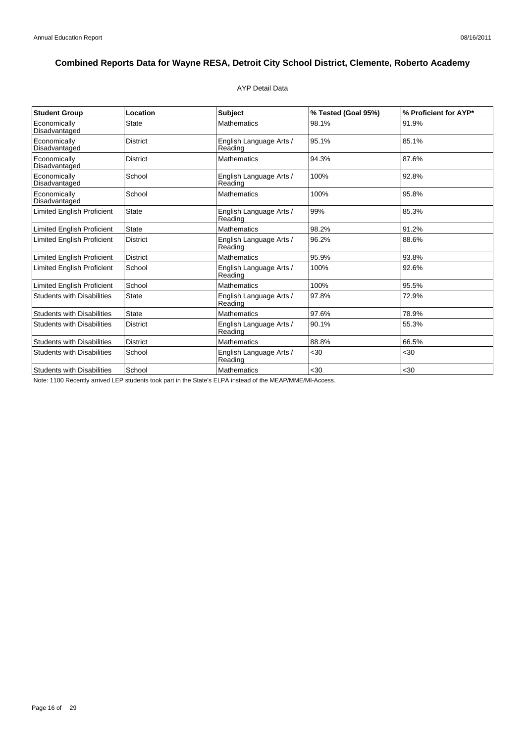# Combined Reports Data for Wayne RESA, Detroit City School District, Clemente, Roberto Academy

AYP Detail Data

| Student Group | Location | Subject | % Tested (Goal 95%) | % Proficient for AYP* |
|---|---|---|---|---|
| Economically Disadvantaged | State | Mathematics | 98.1% | 91.9% |
| Economically Disadvantaged | District | English Language Arts / Reading | 95.1% | 85.1% |
| Economically Disadvantaged | District | Mathematics | 94.3% | 87.6% |
| Economically Disadvantaged | School | English Language Arts / Reading | 100% | 92.8% |
| Economically Disadvantaged | School | Mathematics | 100% | 95.8% |
| Limited English Proficient | State | English Language Arts / Reading | 99% | 85.3% |
| Limited English Proficient | State | Mathematics | 98.2% | 91.2% |
| Limited English Proficient | District | English Language Arts / Reading | 96.2% | 88.6% |
| Limited English Proficient | District | Mathematics | 95.9% | 93.8% |
| Limited English Proficient | School | English Language Arts / Reading | 100% | 92.6% |
| Limited English Proficient | School | Mathematics | 100% | 95.5% |
| Students with Disabilities | State | English Language Arts / Reading | 97.8% | 72.9% |
| Students with Disabilities | State | Mathematics | 97.6% | 78.9% |
| Students with Disabilities | District | English Language Arts / Reading | 90.1% | 55.3% |
| Students with Disabilities | District | Mathematics | 88.8% | 66.5% |
| Students with Disabilities | School | English Language Arts / Reading | <30 | <30 |
| Students with Disabilities | School | Mathematics | <30 | <30 |

Note: 1100 Recently arrived LEP students took part in the State's ELPA instead of the MEAP/MME/MI-Access.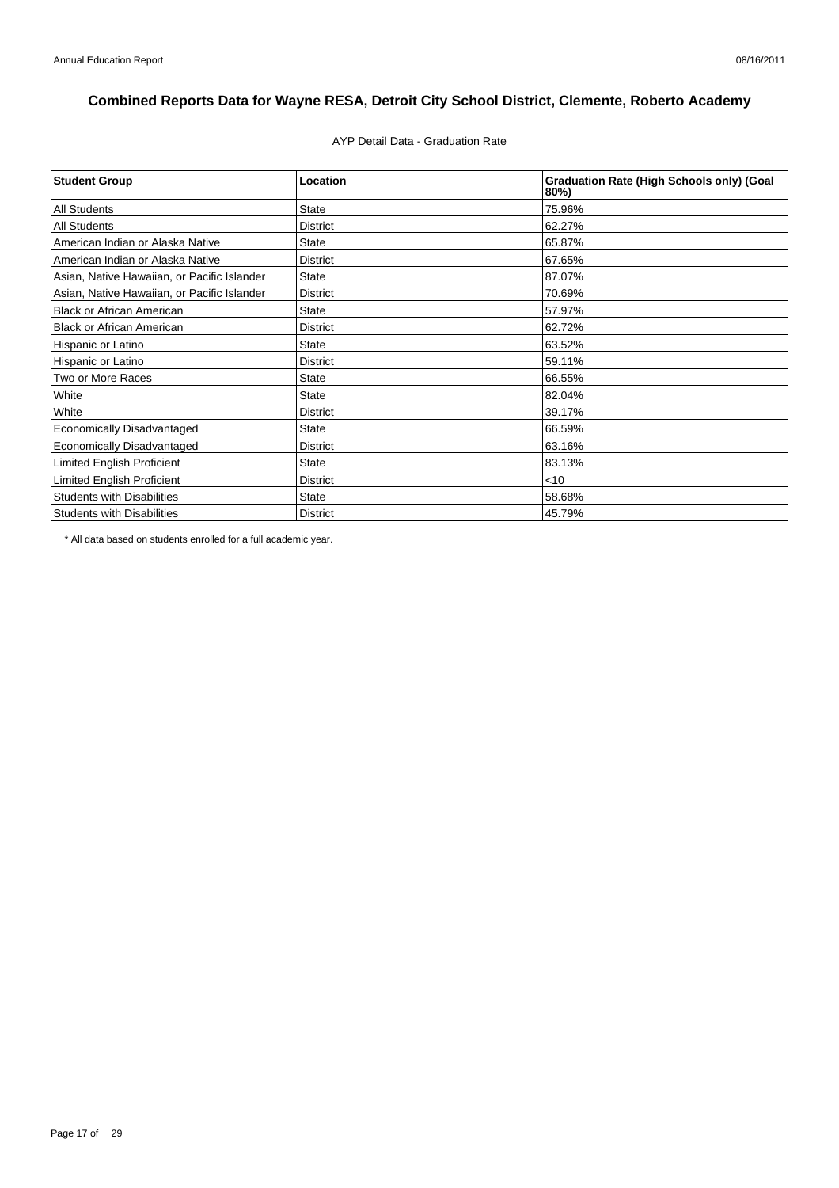## Combined Reports Data for Wayne RESA, Detroit City School District, Clemente, Roberto Academy

AYP Detail Data - Graduation Rate

| Student Group | Location | Graduation Rate (High Schools only) (Goal 80%) |
|---|---|---|
| All Students | State | 75.96% |
| All Students | District | 62.27% |
| American Indian or Alaska Native | State | 65.87% |
| American Indian or Alaska Native | District | 67.65% |
| Asian, Native Hawaiian, or Pacific Islander | State | 87.07% |
| Asian, Native Hawaiian, or Pacific Islander | District | 70.69% |
| Black or African American | State | 57.97% |
| Black or African American | District | 62.72% |
| Hispanic or Latino | State | 63.52% |
| Hispanic or Latino | District | 59.11% |
| Two or More Races | State | 66.55% |
| White | State | 82.04% |
| White | District | 39.17% |
| Economically Disadvantaged | State | 66.59% |
| Economically Disadvantaged | District | 63.16% |
| Limited English Proficient | State | 83.13% |
| Limited English Proficient | District | <10 |
| Students with Disabilities | State | 58.68% |
| Students with Disabilities | District | 45.79% |

* All data based on students enrolled for a full academic year.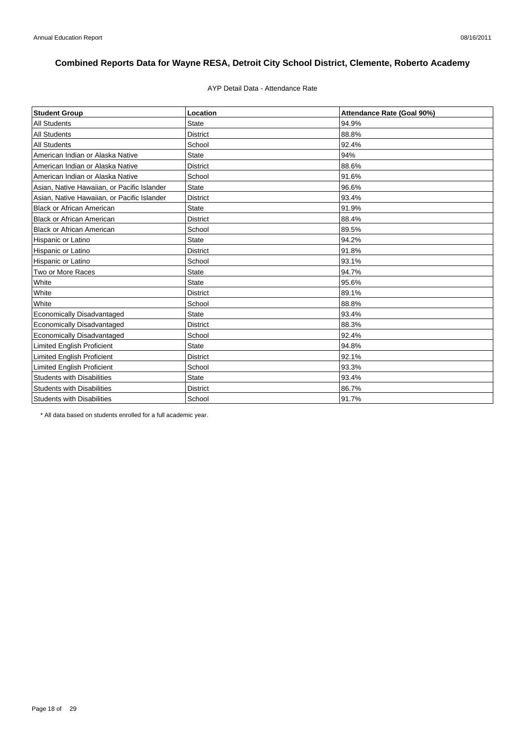# Combined Reports Data for Wayne RESA, Detroit City School District, Clemente, Roberto Academy

AYP Detail Data - Attendance Rate

| Student Group | Location | Attendance Rate (Goal 90%) |
|---|---|---|
| All Students | State | 94.9% |
| All Students | District | 88.8% |
| All Students | School | 92.4% |
| American Indian or Alaska Native | State | 94% |
| American Indian or Alaska Native | District | 88.6% |
| American Indian or Alaska Native | School | 91.6% |
| Asian, Native Hawaiian, or Pacific Islander | State | 96.6% |
| Asian, Native Hawaiian, or Pacific Islander | District | 93.4% |
| Black or African American | State | 91.9% |
| Black or African American | District | 88.4% |
| Black or African American | School | 89.5% |
| Hispanic or Latino | State | 94.2% |
| Hispanic or Latino | District | 91.8% |
| Hispanic or Latino | School | 93.1% |
| Two or More Races | State | 94.7% |
| White | State | 95.6% |
| White | District | 89.1% |
| White | School | 88.8% |
| Economically Disadvantaged | State | 93.4% |
| Economically Disadvantaged | District | 88.3% |
| Economically Disadvantaged | School | 92.4% |
| Limited English Proficient | State | 94.8% |
| Limited English Proficient | District | 92.1% |
| Limited English Proficient | School | 93.3% |
| Students with Disabilities | State | 93.4% |
| Students with Disabilities | District | 86.7% |
| Students with Disabilities | School | 91.7% |

* All data based on students enrolled for a full academic year.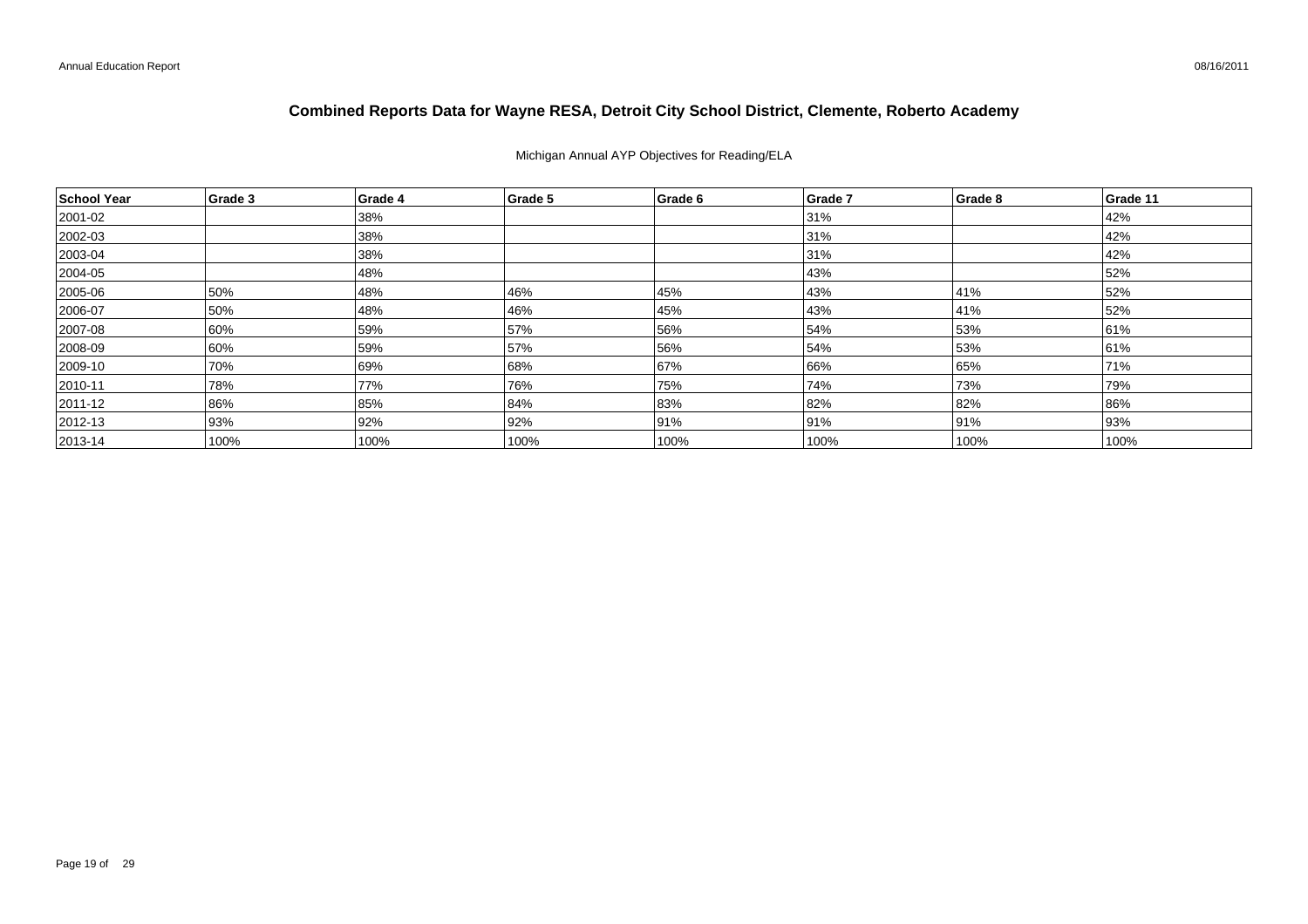# Combined Reports Data for Wayne RESA, Detroit City School District, Clemente, Roberto Academy

Michigan Annual AYP Objectives for Reading/ELA

| School Year | Grade 3 | Grade 4 | Grade 5 | Grade 6 | Grade 7 | Grade 8 | Grade 11 |
|---|---|---|---|---|---|---|---|
| 2001-02 | | 38% | | | 31% | | 42% |
| 2002-03 | | 38% | | | 31% | | 42% |
| 2003-04 | | 38% | | | 31% | | 42% |
| 2004-05 | | 48% | | | 43% | | 52% |
| 2005-06 | 50% | 48% | 46% | 45% | 43% | 41% | 52% |
| 2006-07 | 50% | 48% | 46% | 45% | 43% | 41% | 52% |
| 2007-08 | 60% | 59% | 57% | 56% | 54% | 53% | 61% |
| 2008-09 | 60% | 59% | 57% | 56% | 54% | 53% | 61% |
| 2009-10 | 70% | 69% | 68% | 67% | 66% | 65% | 71% |
| 2010-11 | 78% | 77% | 76% | 75% | 74% | 73% | 79% |
| 2011-12 | 86% | 85% | 84% | 83% | 82% | 82% | 86% |
| 2012-13 | 93% | 92% | 92% | 91% | 91% | 91% | 93% |
| 2013-14 | 100% | 100% | 100% | 100% | 100% | 100% | 100% |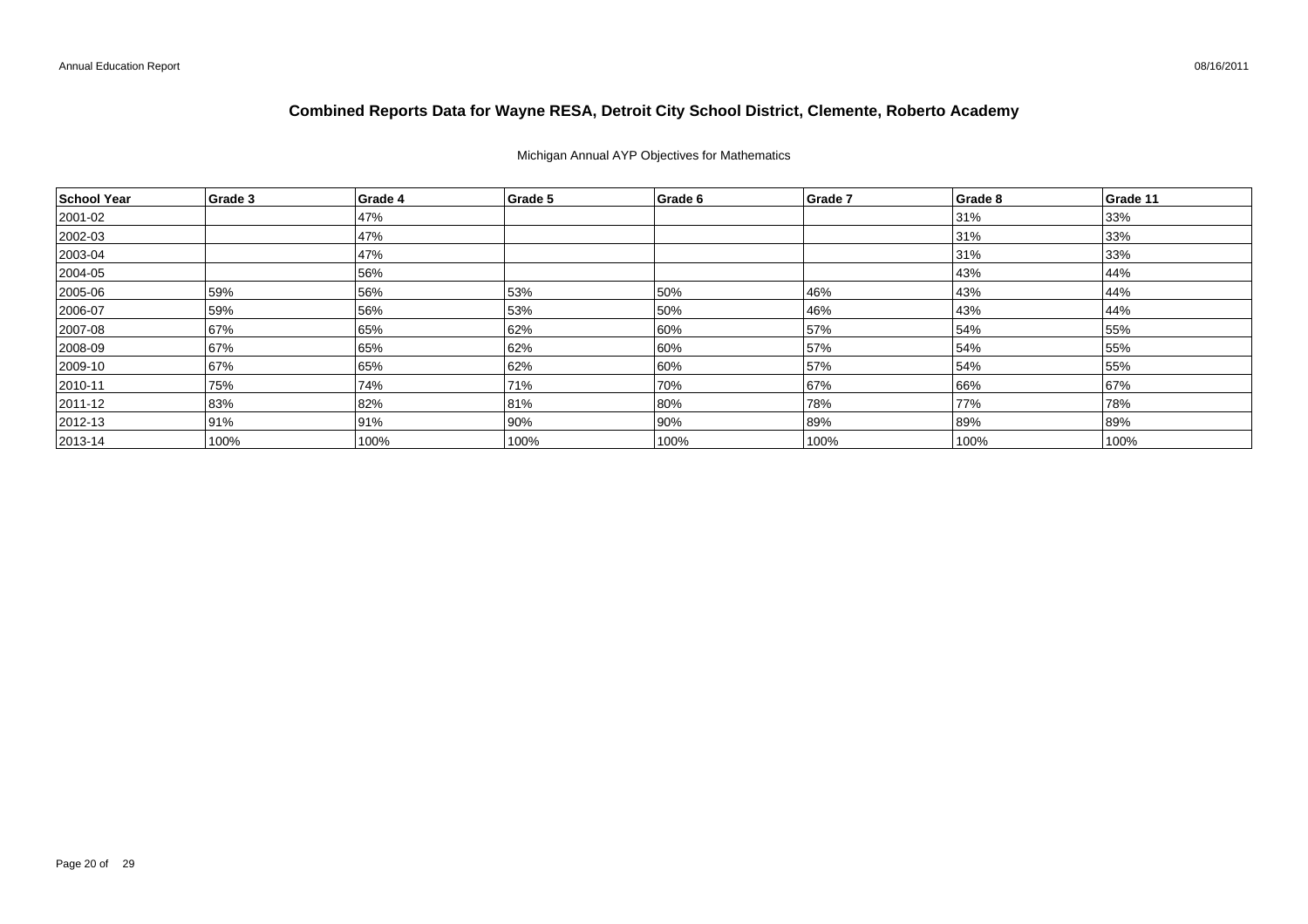# Combined Reports Data for Wayne RESA, Detroit City School District, Clemente, Roberto Academy

Michigan Annual AYP Objectives for Mathematics

| School Year | Grade 3 | Grade 4 | Grade 5 | Grade 6 | Grade 7 | Grade 8 | Grade 11 |
|---|---|---|---|---|---|---|---|
| 2001-02 | | 47% | | | | 31% | 33% |
| 2002-03 | | 47% | | | | 31% | 33% |
| 2003-04 | | 47% | | | | 31% | 33% |
| 2004-05 | | 56% | | | | 43% | 44% |
| 2005-06 | 59% | 56% | 53% | 50% | 46% | 43% | 44% |
| 2006-07 | 59% | 56% | 53% | 50% | 46% | 43% | 44% |
| 2007-08 | 67% | 65% | 62% | 60% | 57% | 54% | 55% |
| 2008-09 | 67% | 65% | 62% | 60% | 57% | 54% | 55% |
| 2009-10 | 67% | 65% | 62% | 60% | 57% | 54% | 55% |
| 2010-11 | 75% | 74% | 71% | 70% | 67% | 66% | 67% |
| 2011-12 | 83% | 82% | 81% | 80% | 78% | 77% | 78% |
| 2012-13 | 91% | 91% | 90% | 90% | 89% | 89% | 89% |
| 2013-14 | 100% | 100% | 100% | 100% | 100% | 100% | 100% |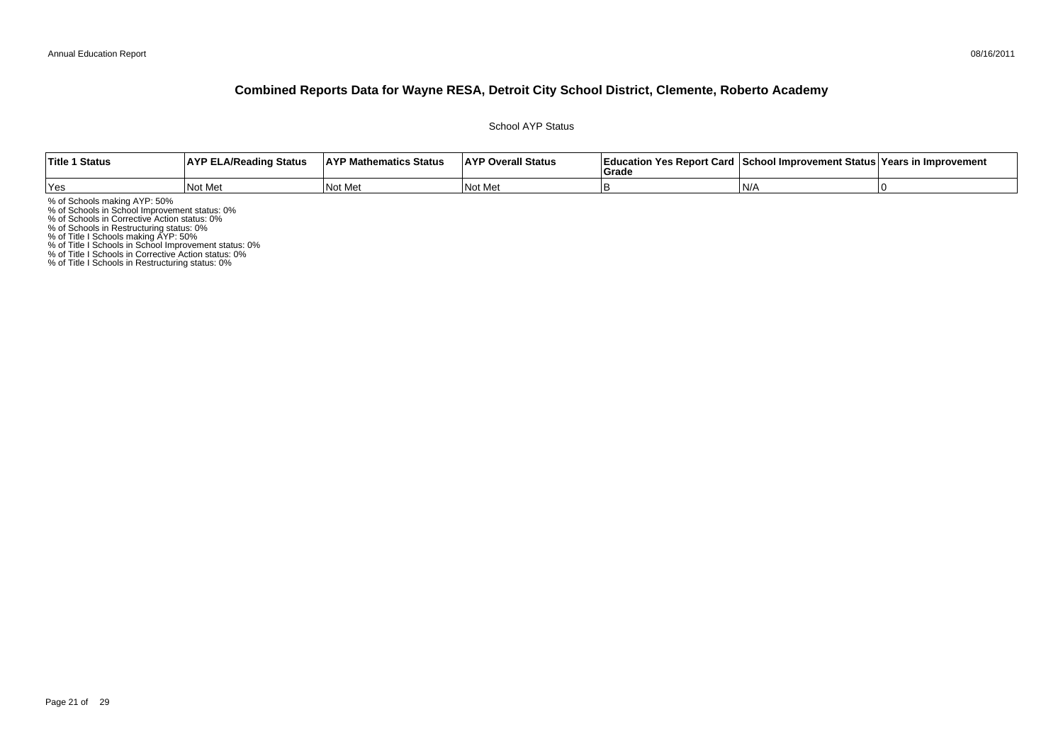# Combined Reports Data for Wayne RESA, Detroit City School District, Clemente, Roberto Academy

School AYP Status

| Title 1 Status | AYP ELA/Reading Status | AYP Mathematics Status | AYP Overall Status | Education Yes Report Card Grade | School Improvement Status | Years in Improvement |
|---|---|---|---|---|---|---|
| Yes | Not Met | Not Met | Not Met | B | N/A | 0 |

% of Schools making AYP: 50%
% of Schools in School Improvement status: 0%
% of Schools in Corrective Action status: 0%
% of Schools in Restructuring status: 0%
% of Title I Schools making AYP: 50%
% of Title I Schools in School Improvement status: 0%
% of Title I Schools in Corrective Action status: 0%
% of Title I Schools in Restructuring status: 0%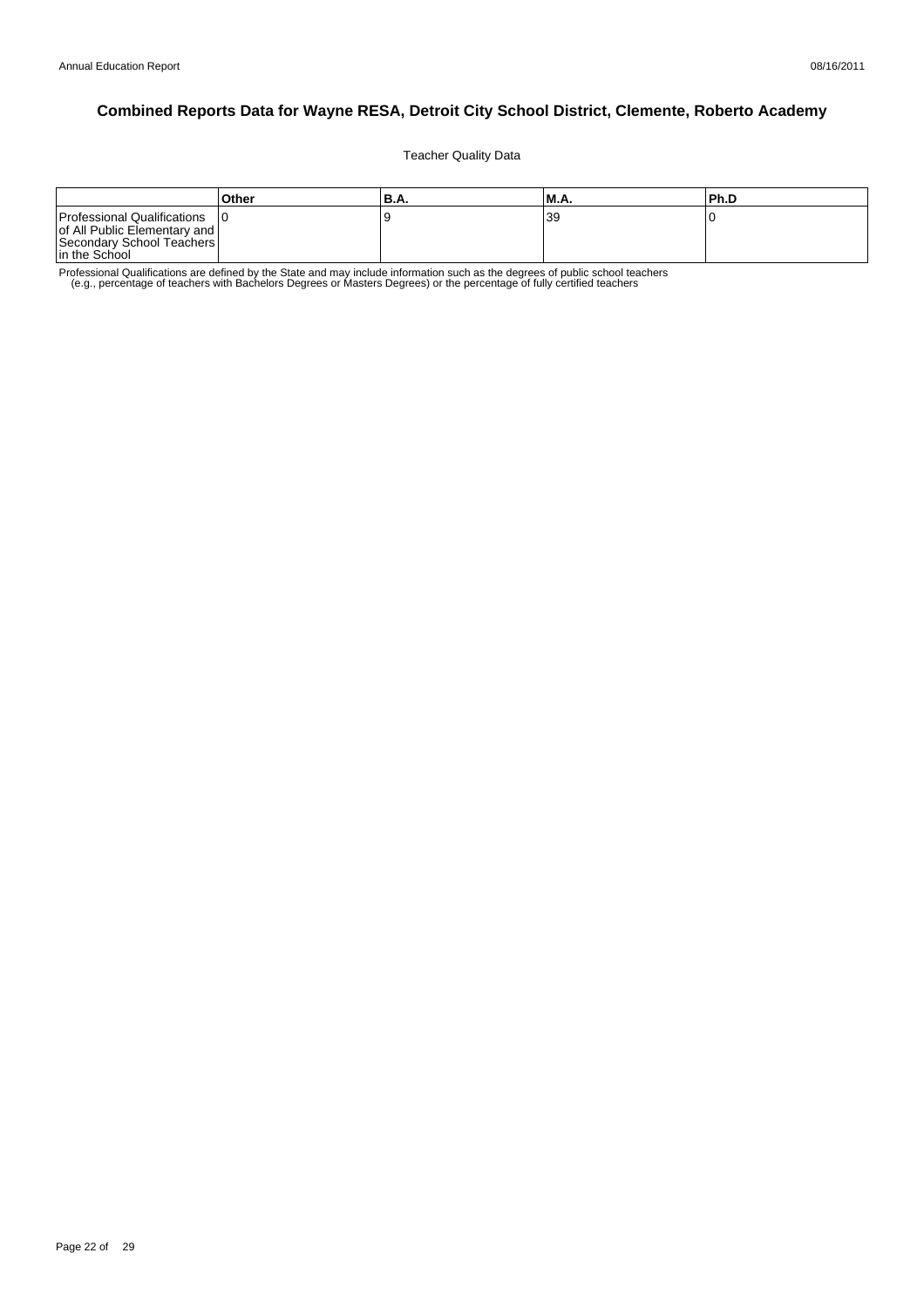# Combined Reports Data for Wayne RESA, Detroit City School District, Clemente, Roberto Academy

Teacher Quality Data

| | Other | B.A. | M.A. | Ph.D |
|---|---|---|---|---|
| Professional Qualifications of All Public Elementary and Secondary School Teachers in the School | 0 | 9 | 39 | 0 |

Professional Qualifications are defined by the State and may include information such as the degrees of public school teachers (e.g., percentage of teachers with Bachelors Degrees or Masters Degrees) or the percentage of fully certified teachers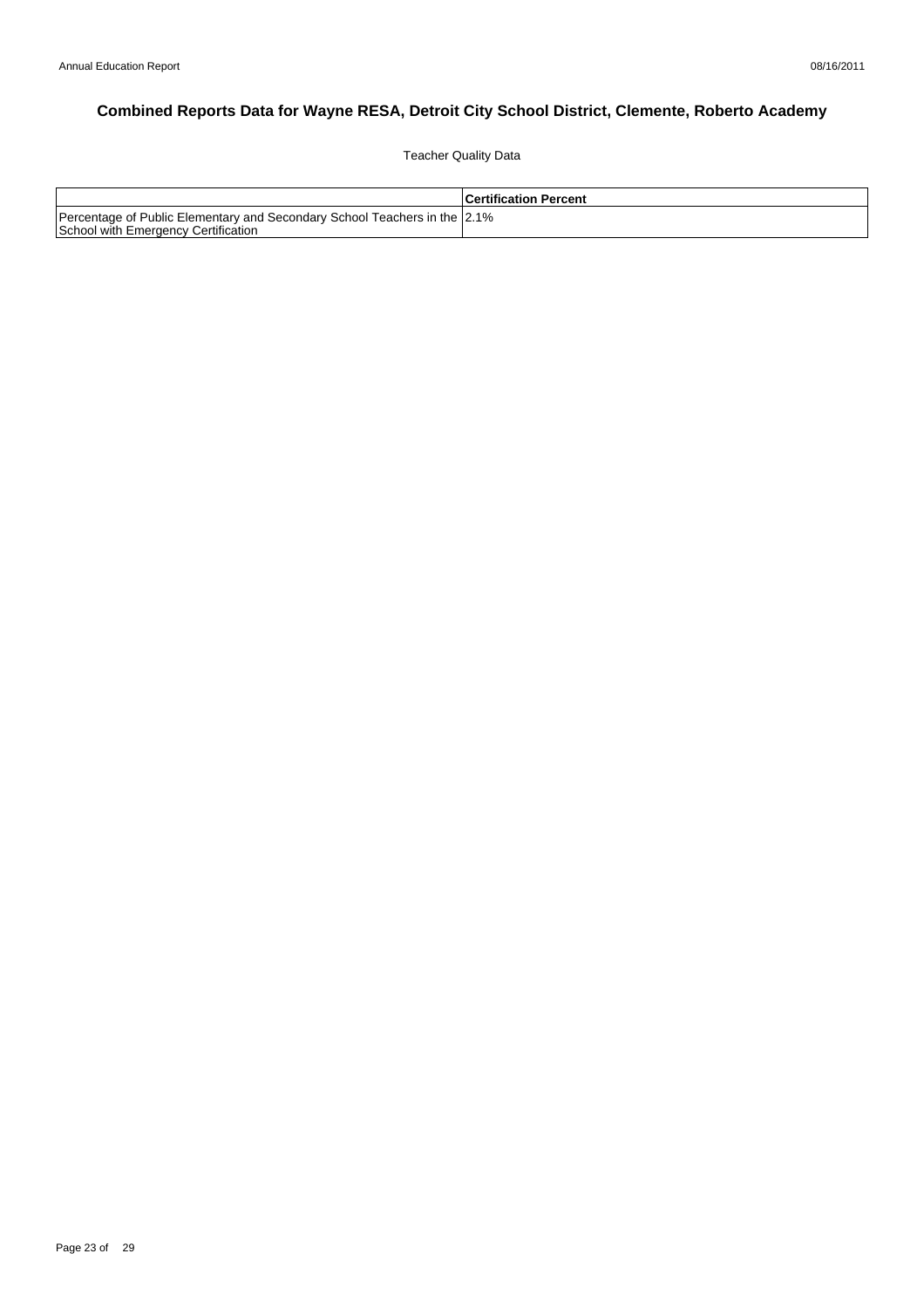# Combined Reports Data for Wayne RESA, Detroit City School District, Clemente, Roberto Academy

Teacher Quality Data

| | Certification Percent |
|---|---|
| Percentage of Public Elementary and Secondary School Teachers in the School with Emergency Certification | 2.1% |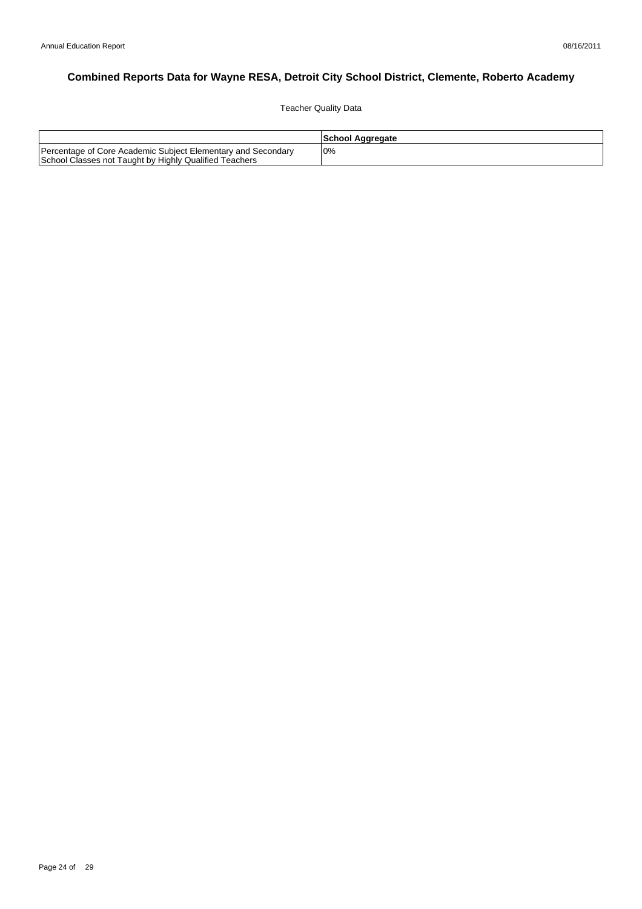# Combined Reports Data for Wayne RESA, Detroit City School District, Clemente, Roberto Academy

Teacher Quality Data

| | School Aggregate |
|---|---|
| Percentage of Core Academic Subject Elementary and Secondary School Classes not Taught by Highly Qualified Teachers | 0% |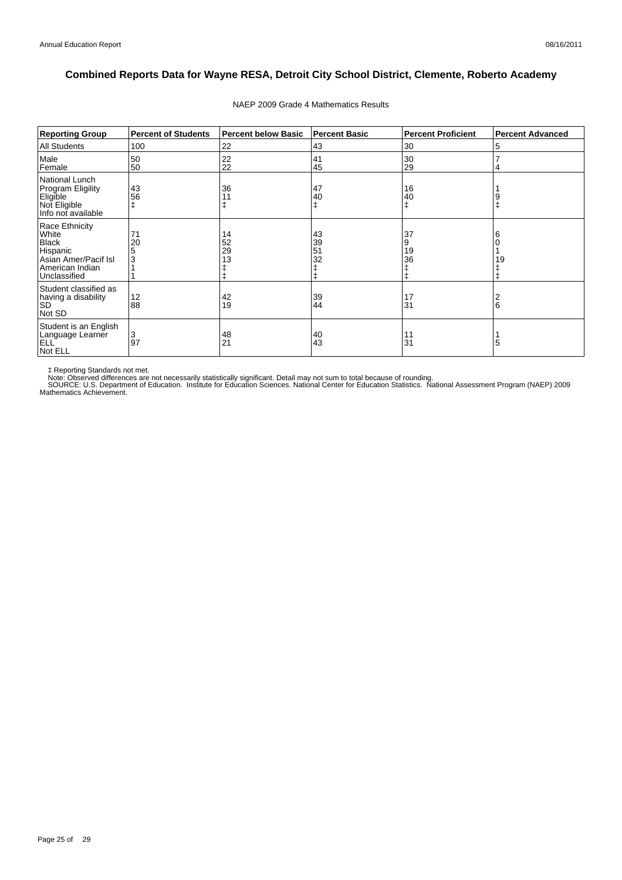# Combined Reports Data for Wayne RESA, Detroit City School District, Clemente, Roberto Academy

NAEP 2009 Grade 4 Mathematics Results

| Reporting Group | Percent of Students | Percent below Basic | Percent Basic | Percent Proficient | Percent Advanced |
|---|---|---|---|---|---|
| All Students | 100 | 22 | 43 | 30 | 5 |
| Male | 50 | 22 | 41 | 30 | 7 |
| Female | 50 | 22 | 45 | 29 | 4 |
| National Lunch Program Eligility | | | | | |
| Eligible | 43 | 36 | 47 | 16 | 1 |
| Not Eligible | 56 | 11 | 40 | 40 | 9 |
| Info not available | ‡ | ‡ | ‡ | ‡ | ‡ |
| Race Ethnicity | | | | | |
| White | 71 | 14 | 43 | 37 | 6 |
| Black | 20 | 52 | 39 | 9 | 0 |
| Hispanic | 5 | 29 | 51 | 19 | 1 |
| Asian Amer/Pacif Isl | 3 | 13 | 32 | 36 | 19 |
| American Indian | 1 | ‡ | ‡ | ‡ | ‡ |
| Unclassified | 1 | ‡ | ‡ | ‡ | ‡ |
| Student classified as having a disability | | | | | |
| SD | 12 | 42 | 39 | 17 | 2 |
| Not SD | 88 | 19 | 44 | 31 | 6 |
| Student is an English Language Learner | | | | | |
| ELL | 3 | 48 | 40 | 11 | 1 |
| Not ELL | 97 | 21 | 43 | 31 | 5 |

‡ Reporting Standards not met.
Note: Observed differences are not necessarily statistically significant. Detail may not sum to total because of rounding.
SOURCE: U.S. Department of Education. Institute for Education Sciences. National Center for Education Statistics. National Assessment Program (NAEP) 2009 Mathematics Achievement.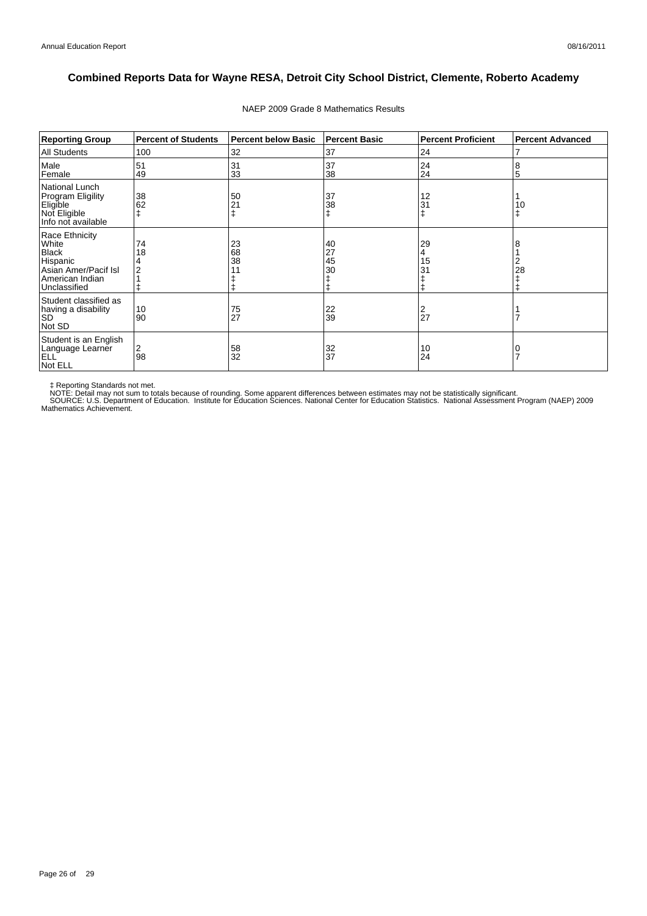# Combined Reports Data for Wayne RESA, Detroit City School District, Clemente, Roberto Academy

NAEP 2009 Grade 8 Mathematics Results

| Reporting Group | Percent of Students | Percent below Basic | Percent Basic | Percent Proficient | Percent Advanced |
|---|---|---|---|---|---|
| All Students | 100 | 32 | 37 | 24 | 7 |
| Male | 51 | 31 | 37 | 24 | 8 |
| Female | 49 | 33 | 38 | 24 | 5 |
| National Lunch Program Eligility | | | | | |
| Eligible | 38 | 50 | 37 | 12 | 1 |
| Not Eligible | 62 | 21 | 38 | 31 | 10 |
| Info not available | ‡ | ‡ | ‡ | ‡ | ‡ |
| Race Ethnicity | | | | | |
| White | 74 | 23 | 40 | 29 | 8 |
| Black | 18 | 68 | 27 | 4 | 1 |
| Hispanic | 4 | 38 | 45 | 15 | 2 |
| Asian Amer/Pacif Isl | 2 | 11 | 30 | 31 | 28 |
| American Indian | 1 | ‡ | ‡ | ‡ | ‡ |
| Unclassified | ‡ | ‡ | ‡ | ‡ | ‡ |
| Student classified as having a disability | | | | | |
| SD | 10 | 75 | 22 | 2 | 1 |
| Not SD | 90 | 27 | 39 | 27 | 7 |
| Student is an English Language Learner | | | | | |
| ELL | 2 | 58 | 32 | 10 | 0 |
| Not ELL | 98 | 32 | 37 | 24 | 7 |

‡ Reporting Standards not met.
NOTE: Detail may not sum to totals because of rounding. Some apparent differences between estimates may not be statistically significant.
SOURCE: U.S. Department of Education. Institute for Education Sciences. National Center for Education Statistics. National Assessment Program (NAEP) 2009 Mathematics Achievement.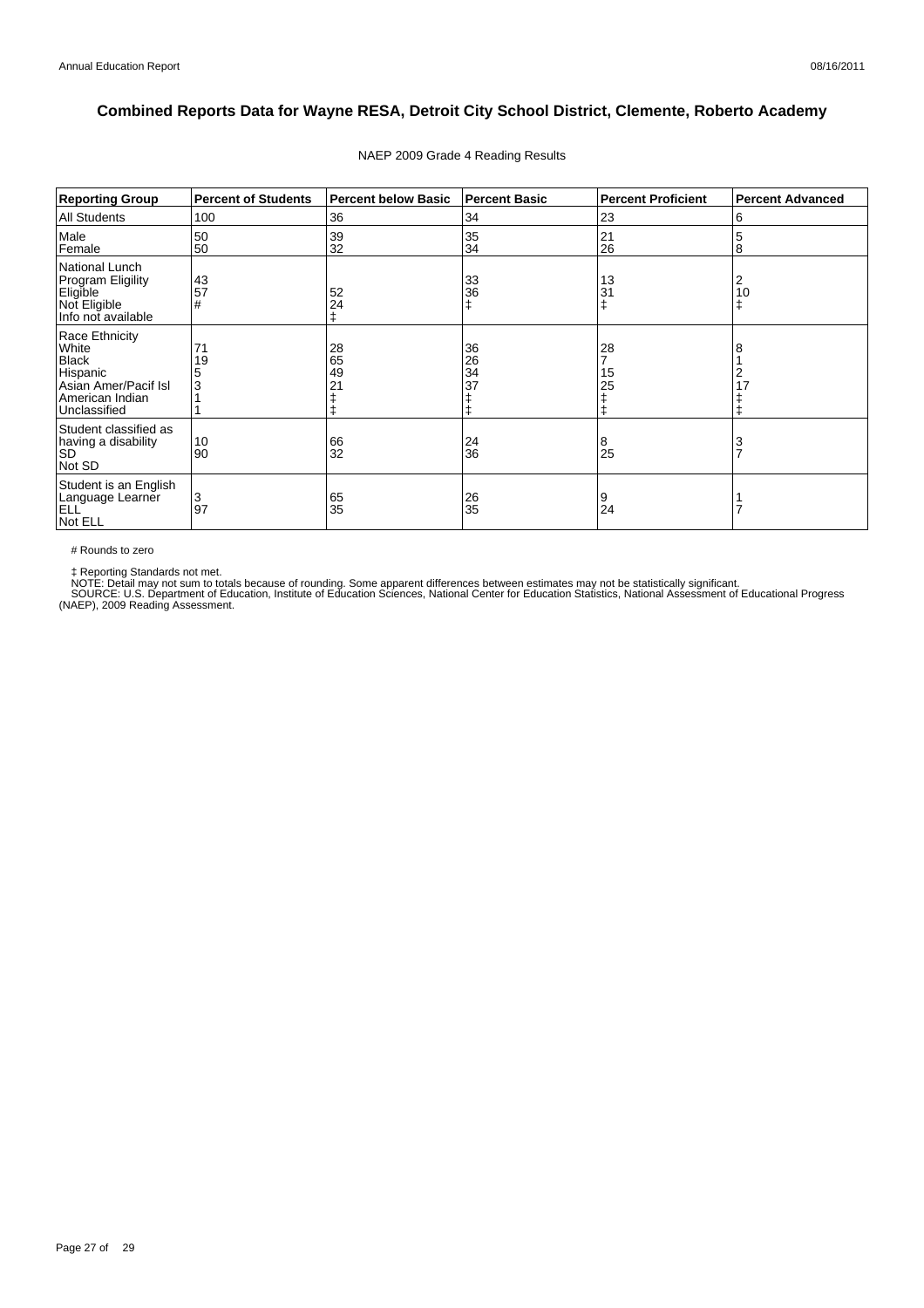# Combined Reports Data for Wayne RESA, Detroit City School District, Clemente, Roberto Academy

NAEP 2009 Grade 4 Reading Results

| Reporting Group | Percent of Students | Percent below Basic | Percent Basic | Percent Proficient | Percent Advanced |
|---|---|---|---|---|---|
| All Students | 100 | 36 | 34 | 23 | 6 |
| Male | 50 | 39 | 35 | 21 | 5 |
| Female | 50 | 32 | 34 | 26 | 8 |
| National Lunch Program Eligility | | | | | |
| Eligible | 43 | 52 | 33 | 13 | 2 |
| Not Eligible | 57 | 24 | 36 | 31 | 10 |
| Info not available | # | ‡ | ‡ | ‡ | ‡ |
| Race Ethnicity | | | | | |
| White | 71 | 28 | 36 | 28 | 8 |
| Black | 19 | 65 | 26 | 7 | 1 |
| Hispanic | 5 | 49 | 34 | 15 | 2 |
| Asian Amer/Pacif Isl | 3 | 21 | 37 | 25 | 17 |
| American Indian | 1 | ‡ | ‡ | ‡ | ‡ |
| Unclassified | 1 | ‡ | ‡ | ‡ | ‡ |
| Student classified as having a disability | | | | | |
| SD | 10 | 66 | 24 | 8 | 3 |
| Not SD | 90 | 32 | 36 | 25 | 7 |
| Student is an English Language Learner | | | | | |
| ELL | 3 | 65 | 26 | 9 | 1 |
| Not ELL | 97 | 35 | 35 | 24 | 7 |

# Rounds to zero

‡ Reporting Standards not met.

NOTE: Detail may not sum to totals because of rounding. Some apparent differences between estimates may not be statistically significant.

SOURCE: U.S. Department of Education, Institute of Education Sciences, National Center for Education Statistics, National Assessment of Educational Progress (NAEP), 2009 Reading Assessment.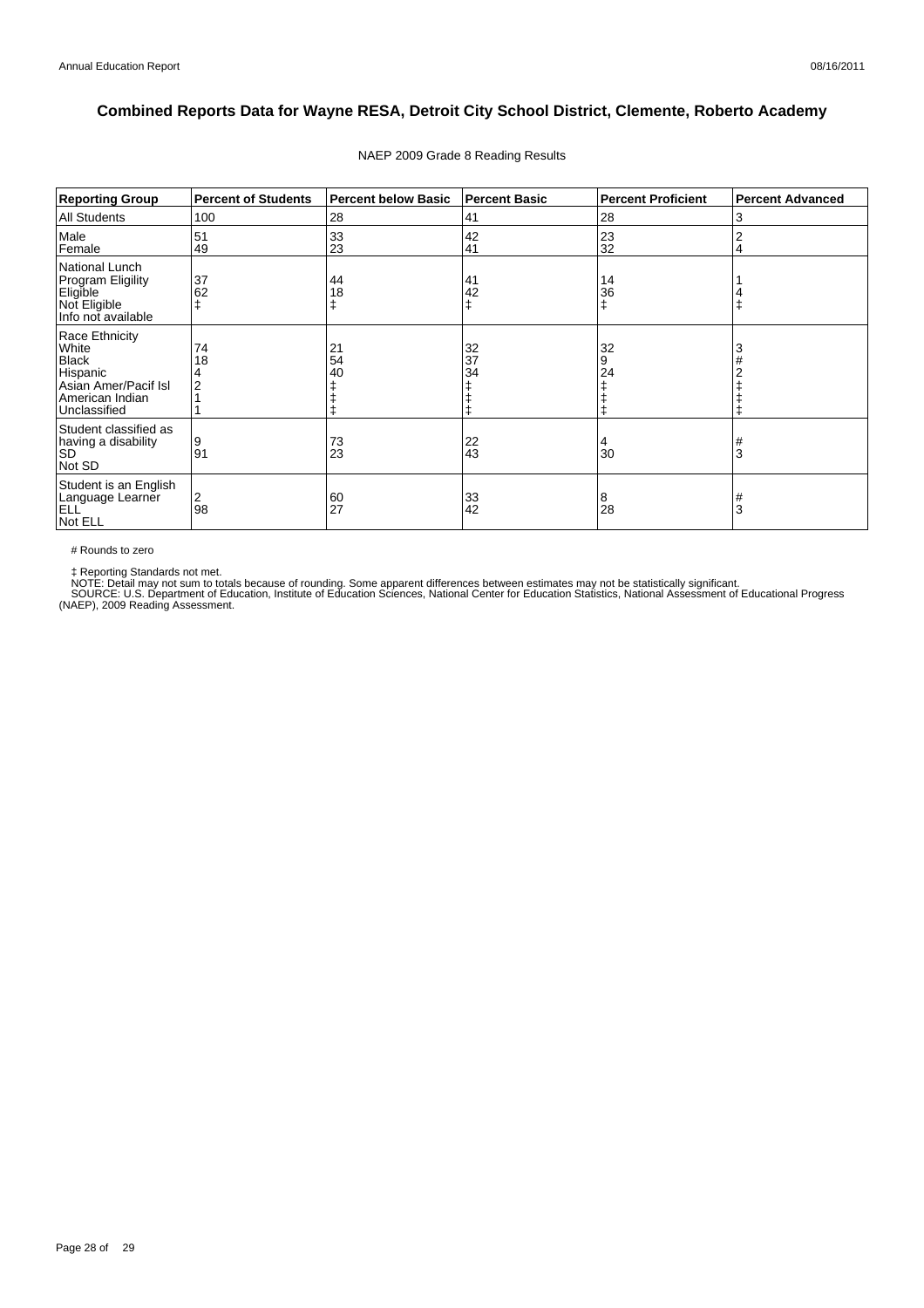# Combined Reports Data for Wayne RESA, Detroit City School District, Clemente, Roberto Academy

NAEP 2009 Grade 8 Reading Results

| Reporting Group | Percent of Students | Percent below Basic | Percent Basic | Percent Proficient | Percent Advanced |
|---|---|---|---|---|---|
| All Students | 100 | 28 | 41 | 28 | 3 |
| Male | 51 | 33 | 42 | 23 | 2 |
| Female | 49 | 23 | 41 | 32 | 4 |
| National Lunch Program Eligility | | | | | |
| Eligible | 37 | 44 | 41 | 14 | 1 |
| Not Eligible | 62 | 18 | 42 | 36 | 4 |
| Info not available | ‡ | ‡ | ‡ | ‡ | ‡ |
| Race Ethnicity | | | | | |
| White | 74 | 21 | 32 | 32 | 3 |
| Black | 18 | 54 | 37 | 9 | # |
| Hispanic | 4 | 40 | 34 | 24 | 2 |
| Asian Amer/Pacif Isl | 2 | ‡ | ‡ | ‡ | ‡ |
| American Indian | 1 | ‡ | ‡ | ‡ | ‡ |
| Unclassified | 1 | ‡ | ‡ | ‡ | ‡ |
| Student classified as having a disability | | | | | |
| SD | 9 | 73 | 22 | 4 | # |
| Not SD | 91 | 23 | 43 | 30 | 3 |
| Student is an English Language Learner | | | | | |
| ELL | 2 | 60 | 33 | 8 | # |
| Not ELL | 98 | 27 | 42 | 28 | 3 |

# Rounds to zero

‡ Reporting Standards not met.
NOTE: Detail may not sum to totals because of rounding. Some apparent differences between estimates may not be statistically significant.
SOURCE: U.S. Department of Education, Institute of Education Sciences, National Center for Education Statistics, National Assessment of Educational Progress (NAEP), 2009 Reading Assessment.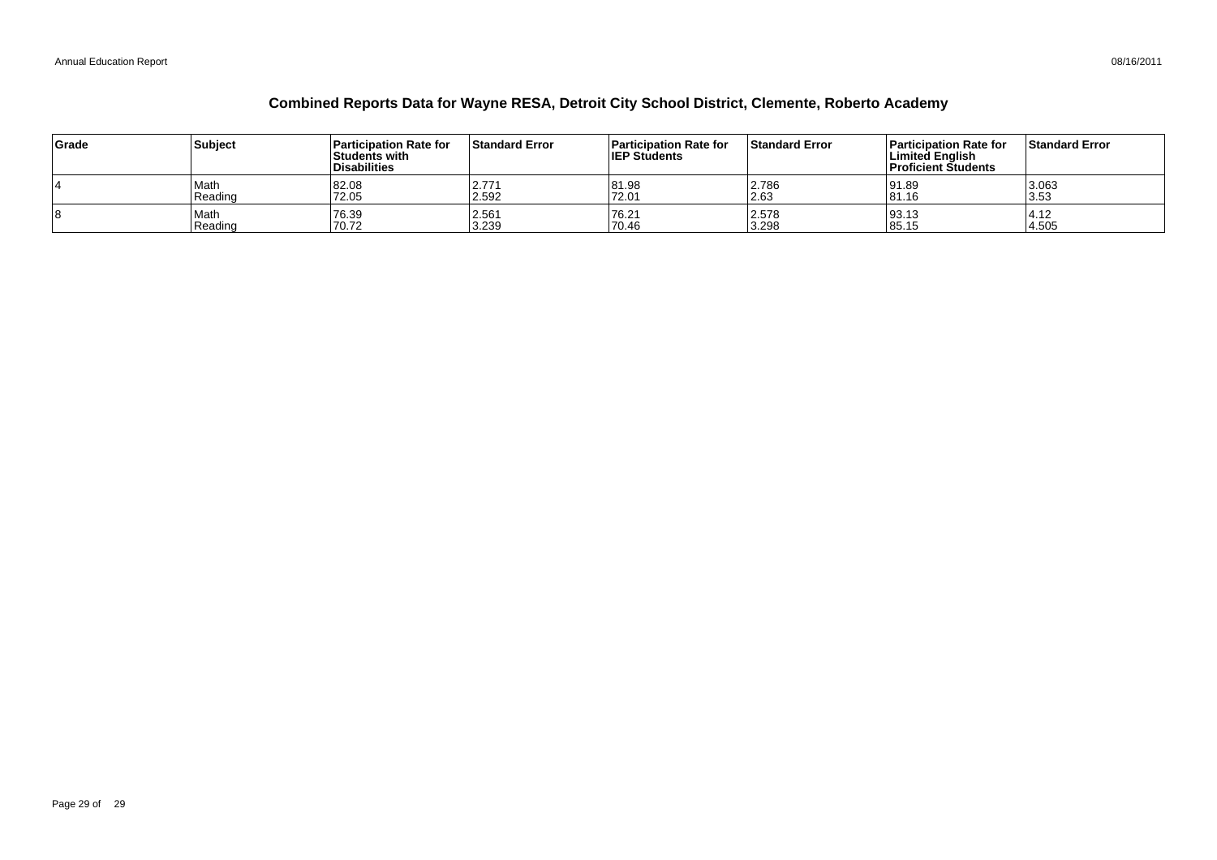# Combined Reports Data for Wayne RESA, Detroit City School District, Clemente, Roberto Academy

| Grade | Subject | Participation Rate for Students with Disabilities | Standard Error | Participation Rate for IEP Students | Standard Error | Participation Rate for Limited English Proficient Students | Standard Error |
|---|---|---|---|---|---|---|---|
| 4 | Math | 82.08 | 2.771 | 81.98 | 2.786 | 91.89 | 3.063 |
| | Reading | 72.05 | 2.592 | 72.01 | 2.63 | 81.16 | 3.53 |
| 8 | Math | 76.39 | 2.561 | 76.21 | 2.578 | 93.13 | 4.12 |
| | Reading | 70.72 | 3.239 | 70.46 | 3.298 | 85.15 | 4.505 |